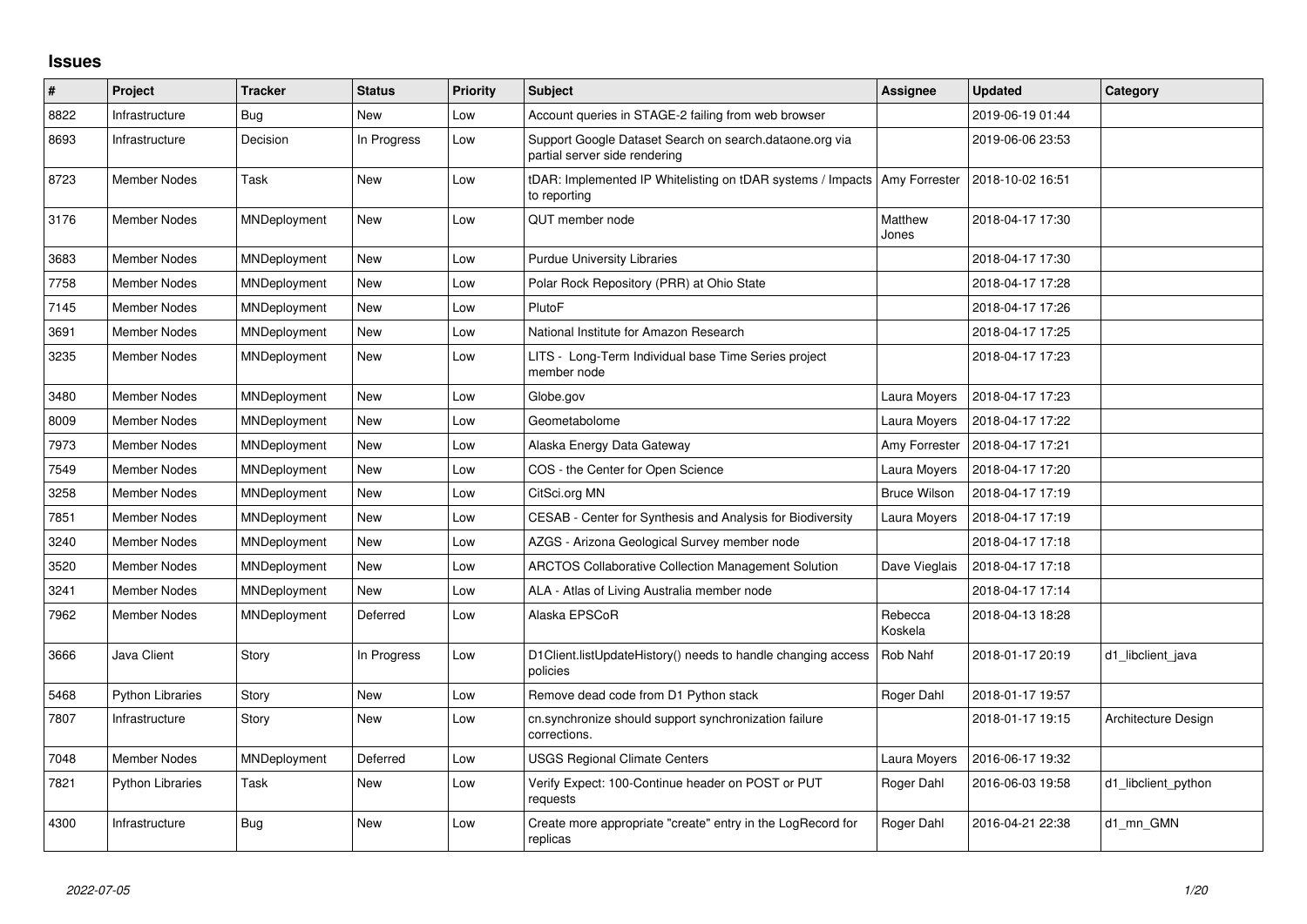# Issues

| # | Project | Tracker | Status | Priority | Subject | Assignee | Updated | Category |
|---|---|---|---|---|---|---|---|---|
| 8822 | Infrastructure | Bug | New | Low | Account queries in STAGE-2 failing from web browser | | 2019-06-19 01:44 | |
| 8693 | Infrastructure | Decision | In Progress | Low | Support Google Dataset Search on search.dataone.org via partial server side rendering | | 2019-06-06 23:53 | |
| 8723 | Member Nodes | Task | New | Low | tDAR: Implemented IP Whitelisting on tDAR systems / Impacts to reporting | Amy Forrester | 2018-10-02 16:51 | |
| 3176 | Member Nodes | MNDeployment | New | Low | QUT member node | Matthew Jones | 2018-04-17 17:30 | |
| 3683 | Member Nodes | MNDeployment | New | Low | Purdue University Libraries | | 2018-04-17 17:30 | |
| 7758 | Member Nodes | MNDeployment | New | Low | Polar Rock Repository (PRR) at Ohio State | | 2018-04-17 17:28 | |
| 7145 | Member Nodes | MNDeployment | New | Low | PlutoF | | 2018-04-17 17:26 | |
| 3691 | Member Nodes | MNDeployment | New | Low | National Institute for Amazon Research | | 2018-04-17 17:25 | |
| 3235 | Member Nodes | MNDeployment | New | Low | LITS - Long-Term Individual base Time Series project member node | | 2018-04-17 17:23 | |
| 3480 | Member Nodes | MNDeployment | New | Low | Globe.gov | Laura Moyers | 2018-04-17 17:23 | |
| 8009 | Member Nodes | MNDeployment | New | Low | Geometabolome | Laura Moyers | 2018-04-17 17:22 | |
| 7973 | Member Nodes | MNDeployment | New | Low | Alaska Energy Data Gateway | Amy Forrester | 2018-04-17 17:21 | |
| 7549 | Member Nodes | MNDeployment | New | Low | COS - the Center for Open Science | Laura Moyers | 2018-04-17 17:20 | |
| 3258 | Member Nodes | MNDeployment | New | Low | CitSci.org MN | Bruce Wilson | 2018-04-17 17:19 | |
| 7851 | Member Nodes | MNDeployment | New | Low | CESAB - Center for Synthesis and Analysis for Biodiversity | Laura Moyers | 2018-04-17 17:19 | |
| 3240 | Member Nodes | MNDeployment | New | Low | AZGS - Arizona Geological Survey member node | | 2018-04-17 17:18 | |
| 3520 | Member Nodes | MNDeployment | New | Low | ARCTOS Collaborative Collection Management Solution | Dave Vieglais | 2018-04-17 17:18 | |
| 3241 | Member Nodes | MNDeployment | New | Low | ALA - Atlas of Living Australia member node | | 2018-04-17 17:14 | |
| 7962 | Member Nodes | MNDeployment | Deferred | Low | Alaska EPSCoR | Rebecca Koskela | 2018-04-13 18:28 | |
| 3666 | Java Client | Story | In Progress | Low | D1Client.listUpdateHistory() needs to handle changing access policies | Rob Nahf | 2018-01-17 20:19 | d1_libclient_java |
| 5468 | Python Libraries | Story | New | Low | Remove dead code from D1 Python stack | Roger Dahl | 2018-01-17 19:57 | |
| 7807 | Infrastructure | Story | New | Low | cn.synchronize should support synchronization failure corrections. | | 2018-01-17 19:15 | Architecture Design |
| 7048 | Member Nodes | MNDeployment | Deferred | Low | USGS Regional Climate Centers | Laura Moyers | 2016-06-17 19:32 | |
| 7821 | Python Libraries | Task | New | Low | Verify Expect: 100-Continue header on POST or PUT requests | Roger Dahl | 2016-06-03 19:58 | d1_libclient_python |
| 4300 | Infrastructure | Bug | New | Low | Create more appropriate "create" entry in the LogRecord for replicas | Roger Dahl | 2016-04-21 22:38 | d1_mn_GMN |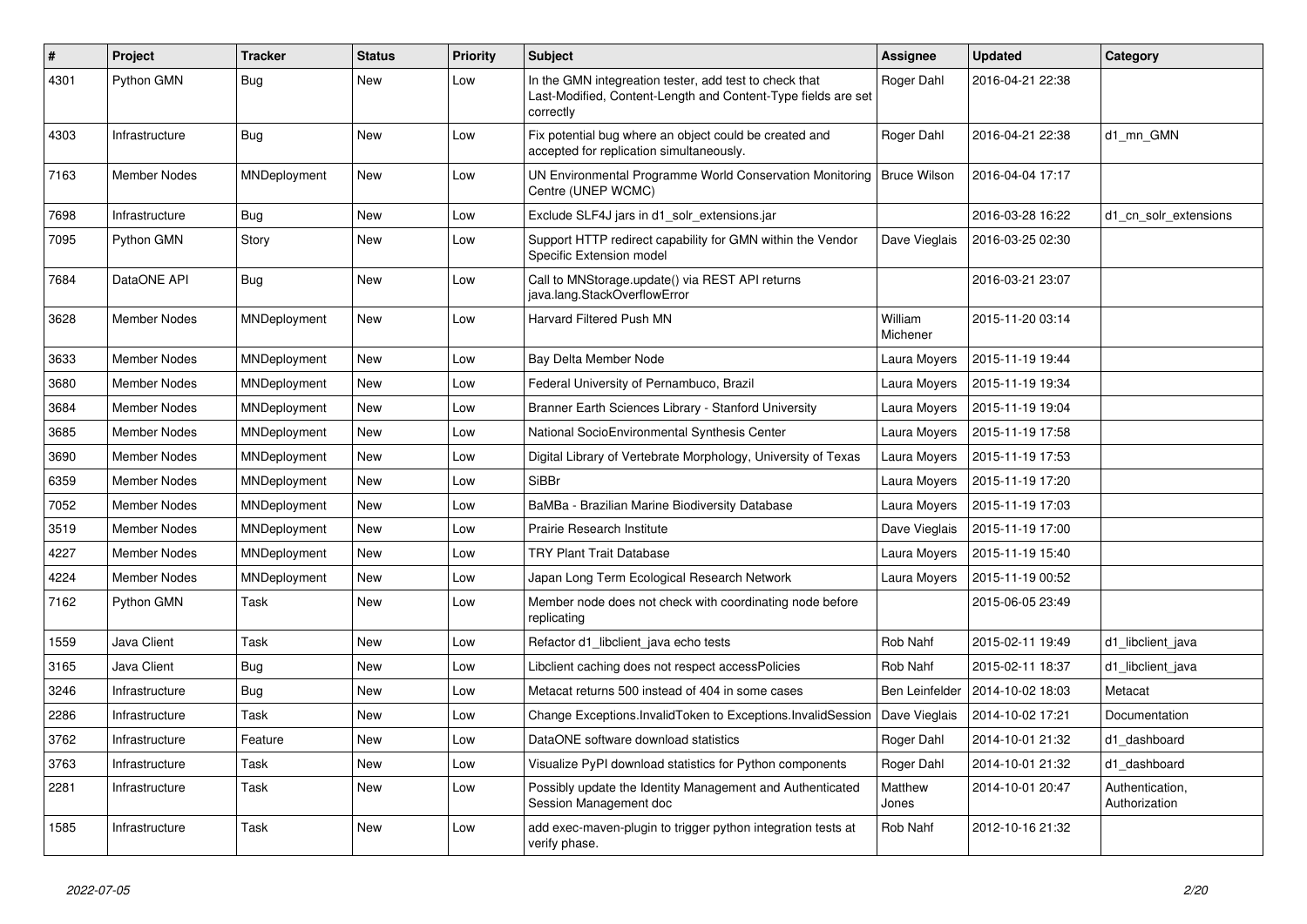| # | Project | Tracker | Status | Priority | Subject | Assignee | Updated | Category |
|---|---|---|---|---|---|---|---|---|
| 4301 | Python GMN | Bug | New | Low | In the GMN integreation tester, add test to check that Last-Modified, Content-Length and Content-Type fields are set correctly | Roger Dahl | 2016-04-21 22:38 | |
| 4303 | Infrastructure | Bug | New | Low | Fix potential bug where an object could be created and accepted for replication simultaneously. | Roger Dahl | 2016-04-21 22:38 | d1_mn_GMN |
| 7163 | Member Nodes | MNDeployment | New | Low | UN Environmental Programme World Conservation Monitoring Centre (UNEP WCMC) | Bruce Wilson | 2016-04-04 17:17 | |
| 7698 | Infrastructure | Bug | New | Low | Exclude SLF4J jars in d1_solr_extensions.jar | | 2016-03-28 16:22 | d1_cn_solr_extensions |
| 7095 | Python GMN | Story | New | Low | Support HTTP redirect capability for GMN within the Vendor Specific Extension model | Dave Vieglais | 2016-03-25 02:30 | |
| 7684 | DataONE API | Bug | New | Low | Call to MNStorage.update() via REST API returns java.lang.StackOverflowError | | 2016-03-21 23:07 | |
| 3628 | Member Nodes | MNDeployment | New | Low | Harvard Filtered Push MN | William Michener | 2015-11-20 03:14 | |
| 3633 | Member Nodes | MNDeployment | New | Low | Bay Delta Member Node | Laura Moyers | 2015-11-19 19:44 | |
| 3680 | Member Nodes | MNDeployment | New | Low | Federal University of Pernambuco, Brazil | Laura Moyers | 2015-11-19 19:34 | |
| 3684 | Member Nodes | MNDeployment | New | Low | Branner Earth Sciences Library - Stanford University | Laura Moyers | 2015-11-19 19:04 | |
| 3685 | Member Nodes | MNDeployment | New | Low | National SocioEnvironmental Synthesis Center | Laura Moyers | 2015-11-19 17:58 | |
| 3690 | Member Nodes | MNDeployment | New | Low | Digital Library of Vertebrate Morphology, University of Texas | Laura Moyers | 2015-11-19 17:53 | |
| 6359 | Member Nodes | MNDeployment | New | Low | SiBBr | Laura Moyers | 2015-11-19 17:20 | |
| 7052 | Member Nodes | MNDeployment | New | Low | BaMBa - Brazilian Marine Biodiversity Database | Laura Moyers | 2015-11-19 17:03 | |
| 3519 | Member Nodes | MNDeployment | New | Low | Prairie Research Institute | Dave Vieglais | 2015-11-19 17:00 | |
| 4227 | Member Nodes | MNDeployment | New | Low | TRY Plant Trait Database | Laura Moyers | 2015-11-19 15:40 | |
| 4224 | Member Nodes | MNDeployment | New | Low | Japan Long Term Ecological Research Network | Laura Moyers | 2015-11-19 00:52 | |
| 7162 | Python GMN | Task | New | Low | Member node does not check with coordinating node before replicating | | 2015-06-05 23:49 | |
| 1559 | Java Client | Task | New | Low | Refactor d1_libclient_java echo tests | Rob Nahf | 2015-02-11 19:49 | d1_libclient_java |
| 3165 | Java Client | Bug | New | Low | Libclient caching does not respect accessPolicies | Rob Nahf | 2015-02-11 18:37 | d1_libclient_java |
| 3246 | Infrastructure | Bug | New | Low | Metacat returns 500 instead of 404 in some cases | Ben Leinfelder | 2014-10-02 18:03 | Metacat |
| 2286 | Infrastructure | Task | New | Low | Change Exceptions.InvalidToken to Exceptions.InvalidSession | Dave Vieglais | 2014-10-02 17:21 | Documentation |
| 3762 | Infrastructure | Feature | New | Low | DataONE software download statistics | Roger Dahl | 2014-10-01 21:32 | d1_dashboard |
| 3763 | Infrastructure | Task | New | Low | Visualize PyPI download statistics for Python components | Roger Dahl | 2014-10-01 21:32 | d1_dashboard |
| 2281 | Infrastructure | Task | New | Low | Possibly update the Identity Management and Authenticated Session Management doc | Matthew Jones | 2014-10-01 20:47 | Authentication, Authorization |
| 1585 | Infrastructure | Task | New | Low | add exec-maven-plugin to trigger python integration tests at verify phase. | Rob Nahf | 2012-10-16 21:32 | |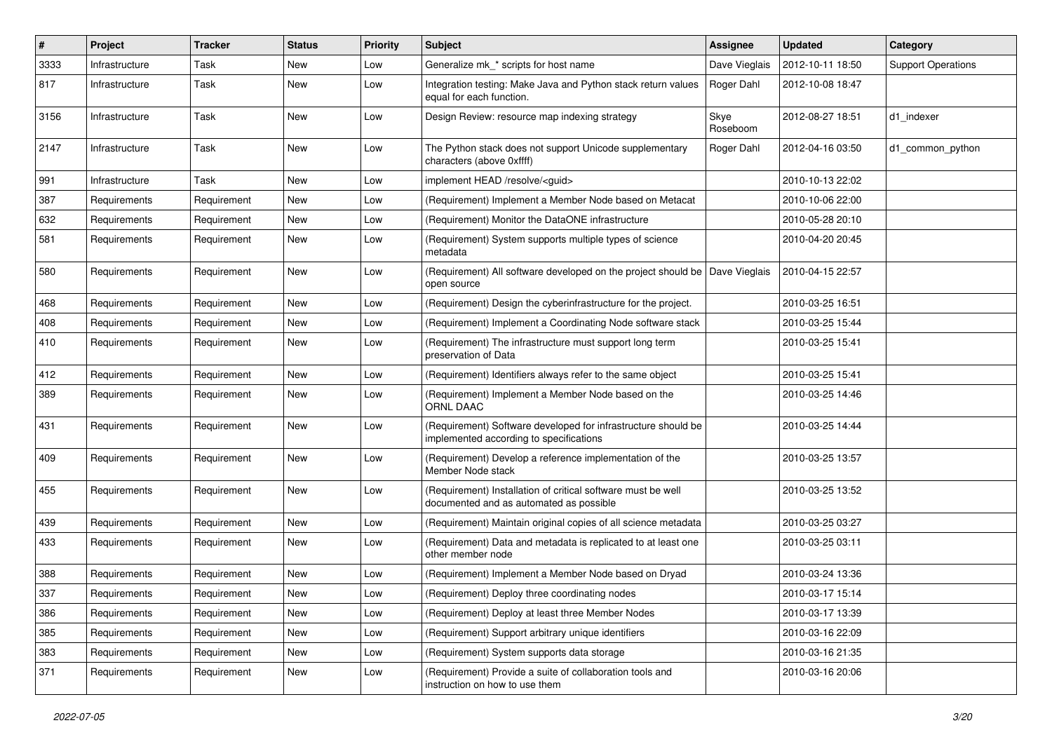| # | Project | Tracker | Status | Priority | Subject | Assignee | Updated | Category |
|---|---|---|---|---|---|---|---|---|
| 3333 | Infrastructure | Task | New | Low | Generalize mk_* scripts for host name | Dave Vieglais | 2012-10-11 18:50 | Support Operations |
| 817 | Infrastructure | Task | New | Low | Integration testing: Make Java and Python stack return values equal for each function. | Roger Dahl | 2012-10-08 18:47 | |
| 3156 | Infrastructure | Task | New | Low | Design Review: resource map indexing strategy | Skye Roseboom | 2012-08-27 18:51 | d1_indexer |
| 2147 | Infrastructure | Task | New | Low | The Python stack does not support Unicode supplementary characters (above 0xffff) | Roger Dahl | 2012-04-16 03:50 | d1_common_python |
| 991 | Infrastructure | Task | New | Low | implement HEAD /resolve/<guid> | | 2010-10-13 22:02 | |
| 387 | Requirements | Requirement | New | Low | (Requirement) Implement a Member Node based on Metacat | | 2010-10-06 22:00 | |
| 632 | Requirements | Requirement | New | Low | (Requirement) Monitor the DataONE infrastructure | | 2010-05-28 20:10 | |
| 581 | Requirements | Requirement | New | Low | (Requirement) System supports multiple types of science metadata | | 2010-04-20 20:45 | |
| 580 | Requirements | Requirement | New | Low | (Requirement) All software developed on the project should be open source | Dave Vieglais | 2010-04-15 22:57 | |
| 468 | Requirements | Requirement | New | Low | (Requirement) Design the cyberinfrastructure for the project. | | 2010-03-25 16:51 | |
| 408 | Requirements | Requirement | New | Low | (Requirement) Implement a Coordinating Node software stack | | 2010-03-25 15:44 | |
| 410 | Requirements | Requirement | New | Low | (Requirement) The infrastructure must support long term preservation of Data | | 2010-03-25 15:41 | |
| 412 | Requirements | Requirement | New | Low | (Requirement) Identifiers always refer to the same object | | 2010-03-25 15:41 | |
| 389 | Requirements | Requirement | New | Low | (Requirement) Implement a Member Node based on the ORNL DAAC | | 2010-03-25 14:46 | |
| 431 | Requirements | Requirement | New | Low | (Requirement) Software developed for infrastructure should be implemented according to specifications | | 2010-03-25 14:44 | |
| 409 | Requirements | Requirement | New | Low | (Requirement) Develop a reference implementation of the Member Node stack | | 2010-03-25 13:57 | |
| 455 | Requirements | Requirement | New | Low | (Requirement) Installation of critical software must be well documented and as automated as possible | | 2010-03-25 13:52 | |
| 439 | Requirements | Requirement | New | Low | (Requirement) Maintain original copies of all science metadata | | 2010-03-25 03:27 | |
| 433 | Requirements | Requirement | New | Low | (Requirement) Data and metadata is replicated to at least one other member node | | 2010-03-25 03:11 | |
| 388 | Requirements | Requirement | New | Low | (Requirement) Implement a Member Node based on Dryad | | 2010-03-24 13:36 | |
| 337 | Requirements | Requirement | New | Low | (Requirement) Deploy three coordinating nodes | | 2010-03-17 15:14 | |
| 386 | Requirements | Requirement | New | Low | (Requirement) Deploy at least three Member Nodes | | 2010-03-17 13:39 | |
| 385 | Requirements | Requirement | New | Low | (Requirement) Support arbitrary unique identifiers | | 2010-03-16 22:09 | |
| 383 | Requirements | Requirement | New | Low | (Requirement) System supports data storage | | 2010-03-16 21:35 | |
| 371 | Requirements | Requirement | New | Low | (Requirement) Provide a suite of collaboration tools and instruction on how to use them | | 2010-03-16 20:06 | |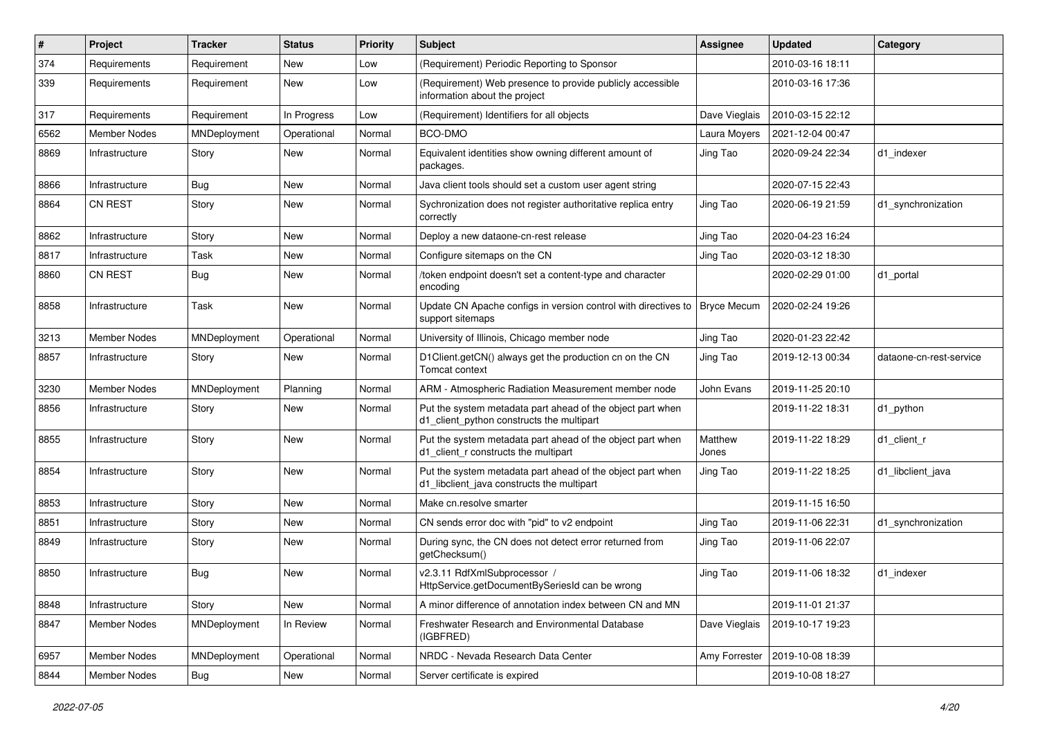| # | Project | Tracker | Status | Priority | Subject | Assignee | Updated | Category |
|---|---|---|---|---|---|---|---|---|
| 374 | Requirements | Requirement | New | Low | (Requirement) Periodic Reporting to Sponsor | | 2010-03-16 18:11 | |
| 339 | Requirements | Requirement | New | Low | (Requirement) Web presence to provide publicly accessible information about the project | | 2010-03-16 17:36 | |
| 317 | Requirements | Requirement | In Progress | Low | (Requirement) Identifiers for all objects | Dave Vieglais | 2010-03-15 22:12 | |
| 6562 | Member Nodes | MNDeployment | Operational | Normal | BCO-DMO | Laura Moyers | 2021-12-04 00:47 | |
| 8869 | Infrastructure | Story | New | Normal | Equivalent identities show owning different amount of packages. | Jing Tao | 2020-09-24 22:34 | d1_indexer |
| 8866 | Infrastructure | Bug | New | Normal | Java client tools should set a custom user agent string | | 2020-07-15 22:43 | |
| 8864 | CN REST | Story | New | Normal | Sychronization does not register authoritative replica entry correctly | Jing Tao | 2020-06-19 21:59 | d1_synchronization |
| 8862 | Infrastructure | Story | New | Normal | Deploy a new dataone-cn-rest release | Jing Tao | 2020-04-23 16:24 | |
| 8817 | Infrastructure | Task | New | Normal | Configure sitemaps on the CN | Jing Tao | 2020-03-12 18:30 | |
| 8860 | CN REST | Bug | New | Normal | /token endpoint doesn't set a content-type and character encoding | | 2020-02-29 01:00 | d1_portal |
| 8858 | Infrastructure | Task | New | Normal | Update CN Apache configs in version control with directives to support sitemaps | Bryce Mecum | 2020-02-24 19:26 | |
| 3213 | Member Nodes | MNDeployment | Operational | Normal | University of Illinois, Chicago member node | Jing Tao | 2020-01-23 22:42 | |
| 8857 | Infrastructure | Story | New | Normal | D1Client.getCN() always get the production cn on the CN Tomcat context | Jing Tao | 2019-12-13 00:34 | dataone-cn-rest-service |
| 3230 | Member Nodes | MNDeployment | Planning | Normal | ARM - Atmospheric Radiation Measurement member node | John Evans | 2019-11-25 20:10 | |
| 8856 | Infrastructure | Story | New | Normal | Put the system metadata part ahead of the object part when d1_client_python constructs the multipart | | 2019-11-22 18:31 | d1_python |
| 8855 | Infrastructure | Story | New | Normal | Put the system metadata part ahead of the object part when d1_client_r constructs the multipart | Matthew Jones | 2019-11-22 18:29 | d1_client_r |
| 8854 | Infrastructure | Story | New | Normal | Put the system metadata part ahead of the object part when d1_libclient_java constructs the multipart | Jing Tao | 2019-11-22 18:25 | d1_libclient_java |
| 8853 | Infrastructure | Story | New | Normal | Make cn.resolve smarter | | 2019-11-15 16:50 | |
| 8851 | Infrastructure | Story | New | Normal | CN sends error doc with "pid" to v2 endpoint | Jing Tao | 2019-11-06 22:31 | d1_synchronization |
| 8849 | Infrastructure | Story | New | Normal | During sync, the CN does not detect error returned from getChecksum() | Jing Tao | 2019-11-06 22:07 | |
| 8850 | Infrastructure | Bug | New | Normal | v2.3.11 RdfXmlSubprocessor / HttpService.getDocumentBySeriesId can be wrong | Jing Tao | 2019-11-06 18:32 | d1_indexer |
| 8848 | Infrastructure | Story | New | Normal | A minor difference of annotation index between CN and MN | | 2019-11-01 21:37 | |
| 8847 | Member Nodes | MNDeployment | In Review | Normal | Freshwater Research and Environmental Database (IGBFRED) | Dave Vieglais | 2019-10-17 19:23 | |
| 6957 | Member Nodes | MNDeployment | Operational | Normal | NRDC - Nevada Research Data Center | Amy Forrester | 2019-10-08 18:39 | |
| 8844 | Member Nodes | Bug | New | Normal | Server certificate is expired | | 2019-10-08 18:27 | |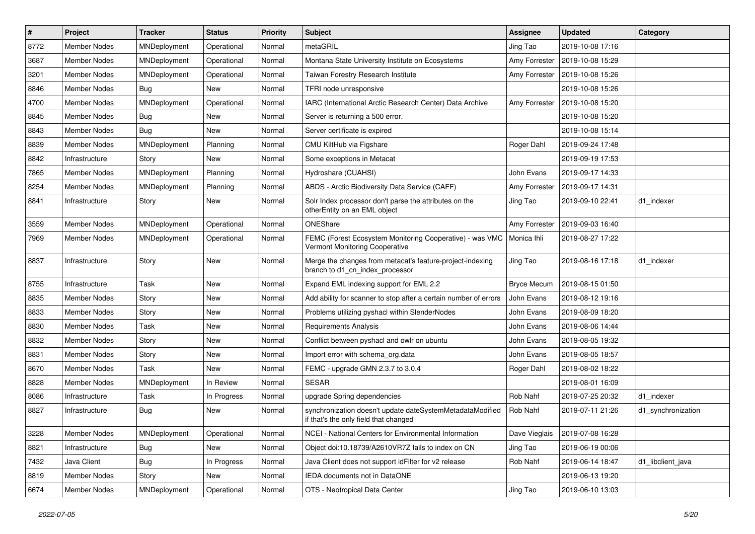| # | Project | Tracker | Status | Priority | Subject | Assignee | Updated | Category |
|---|---|---|---|---|---|---|---|---|
| 8772 | Member Nodes | MNDeployment | Operational | Normal | metaGRIL | Jing Tao | 2019-10-08 17:16 | |
| 3687 | Member Nodes | MNDeployment | Operational | Normal | Montana State University Institute on Ecosystems | Amy Forrester | 2019-10-08 15:29 | |
| 3201 | Member Nodes | MNDeployment | Operational | Normal | Taiwan Forestry Research Institute | Amy Forrester | 2019-10-08 15:26 | |
| 8846 | Member Nodes | Bug | New | Normal | TFRI node unresponsive | | 2019-10-08 15:26 | |
| 4700 | Member Nodes | MNDeployment | Operational | Normal | IARC (International Arctic Research Center) Data Archive | Amy Forrester | 2019-10-08 15:20 | |
| 8845 | Member Nodes | Bug | New | Normal | Server is returning a 500 error. | | 2019-10-08 15:20 | |
| 8843 | Member Nodes | Bug | New | Normal | Server certificate is expired | | 2019-10-08 15:14 | |
| 8839 | Member Nodes | MNDeployment | Planning | Normal | CMU KiltHub via Figshare | Roger Dahl | 2019-09-24 17:48 | |
| 8842 | Infrastructure | Story | New | Normal | Some exceptions in Metacat | | 2019-09-19 17:53 | |
| 7865 | Member Nodes | MNDeployment | Planning | Normal | Hydroshare (CUAHSI) | John Evans | 2019-09-17 14:33 | |
| 8254 | Member Nodes | MNDeployment | Planning | Normal | ABDS - Arctic Biodiversity Data Service (CAFF) | Amy Forrester | 2019-09-17 14:31 | |
| 8841 | Infrastructure | Story | New | Normal | Solr Index processor don't parse the attributes on the otherEntity on an EML object | Jing Tao | 2019-09-10 22:41 | d1_indexer |
| 3559 | Member Nodes | MNDeployment | Operational | Normal | ONEShare | Amy Forrester | 2019-09-03 16:40 | |
| 7969 | Member Nodes | MNDeployment | Operational | Normal | FEMC (Forest Ecosystem Monitoring Cooperative) - was VMC Vermont Monitoring Cooperative | Monica Ihli | 2019-08-27 17:22 | |
| 8837 | Infrastructure | Story | New | Normal | Merge the changes from metacat's feature-project-indexing branch to d1_cn_index_processor | Jing Tao | 2019-08-16 17:18 | d1_indexer |
| 8755 | Infrastructure | Task | New | Normal | Expand EML indexing support for EML 2.2 | Bryce Mecum | 2019-08-15 01:50 | |
| 8835 | Member Nodes | Story | New | Normal | Add ability for scanner to stop after a certain number of errors | John Evans | 2019-08-12 19:16 | |
| 8833 | Member Nodes | Story | New | Normal | Problems utilizing pyshacl within SlenderNodes | John Evans | 2019-08-09 18:20 | |
| 8830 | Member Nodes | Task | New | Normal | Requirements Analysis | John Evans | 2019-08-06 14:44 | |
| 8832 | Member Nodes | Story | New | Normal | Conflict between pyshacl and owlr on ubuntu | John Evans | 2019-08-05 19:32 | |
| 8831 | Member Nodes | Story | New | Normal | Import error with schema_org.data | John Evans | 2019-08-05 18:57 | |
| 8670 | Member Nodes | Task | New | Normal | FEMC - upgrade GMN 2.3.7 to 3.0.4 | Roger Dahl | 2019-08-02 18:22 | |
| 8828 | Member Nodes | MNDeployment | In Review | Normal | SESAR | | 2019-08-01 16:09 | |
| 8086 | Infrastructure | Task | In Progress | Normal | upgrade Spring dependencies | Rob Nahf | 2019-07-25 20:32 | d1_indexer |
| 8827 | Infrastructure | Bug | New | Normal | synchronization doesn't update dateSystemMetadataModified if that's the only field that changed | Rob Nahf | 2019-07-11 21:26 | d1_synchronization |
| 3228 | Member Nodes | MNDeployment | Operational | Normal | NCEI - National Centers for Environmental Information | Dave Vieglais | 2019-07-08 16:28 | |
| 8821 | Infrastructure | Bug | New | Normal | Object doi:10.18739/A2610VR7Z fails to index on CN | Jing Tao | 2019-06-19 00:06 | |
| 7432 | Java Client | Bug | In Progress | Normal | Java Client does not support idFilter for v2 release | Rob Nahf | 2019-06-14 18:47 | d1_libclient_java |
| 8819 | Member Nodes | Story | New | Normal | IEDA documents not in DataONE | | 2019-06-13 19:20 | |
| 6674 | Member Nodes | MNDeployment | Operational | Normal | OTS - Neotropical Data Center | Jing Tao | 2019-06-10 13:03 | |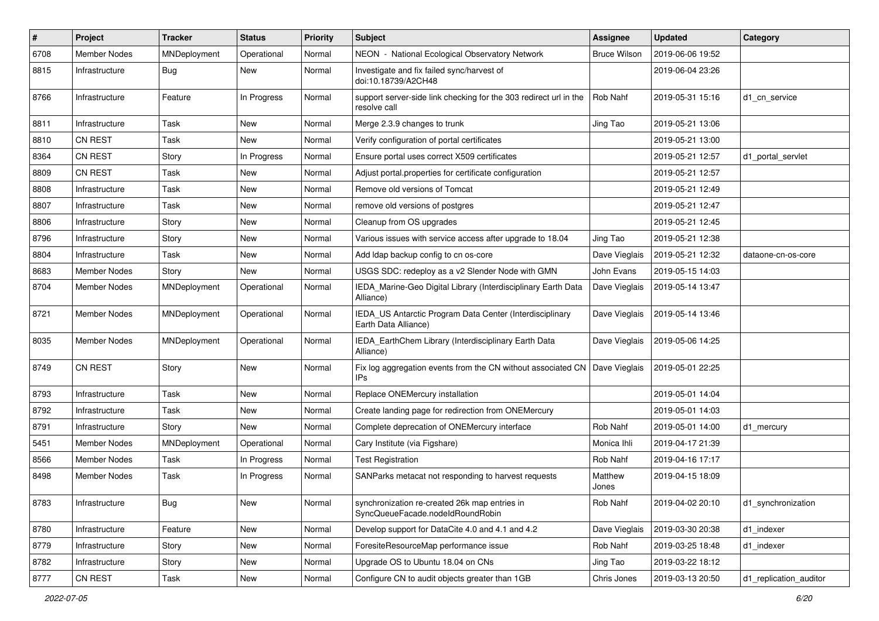| # | Project | Tracker | Status | Priority | Subject | Assignee | Updated | Category |
|---|---|---|---|---|---|---|---|---|
| 6708 | Member Nodes | MNDeployment | Operational | Normal | NEON - National Ecological Observatory Network | Bruce Wilson | 2019-06-06 19:52 | |
| 8815 | Infrastructure | Bug | New | Normal | Investigate and fix failed sync/harvest of doi:10.18739/A2CH48 | | 2019-06-04 23:26 | |
| 8766 | Infrastructure | Feature | In Progress | Normal | support server-side link checking for the 303 redirect url in the resolve call | Rob Nahf | 2019-05-31 15:16 | d1_cn_service |
| 8811 | Infrastructure | Task | New | Normal | Merge 2.3.9 changes to trunk | Jing Tao | 2019-05-21 13:06 | |
| 8810 | CN REST | Task | New | Normal | Verify configuration of portal certificates | | 2019-05-21 13:00 | |
| 8364 | CN REST | Story | In Progress | Normal | Ensure portal uses correct X509 certificates | | 2019-05-21 12:57 | d1_portal_servlet |
| 8809 | CN REST | Task | New | Normal | Adjust portal.properties for certificate configuration | | 2019-05-21 12:57 | |
| 8808 | Infrastructure | Task | New | Normal | Remove old versions of Tomcat | | 2019-05-21 12:49 | |
| 8807 | Infrastructure | Task | New | Normal | remove old versions of postgres | | 2019-05-21 12:47 | |
| 8806 | Infrastructure | Story | New | Normal | Cleanup from OS upgrades | | 2019-05-21 12:45 | |
| 8796 | Infrastructure | Story | New | Normal | Various issues with service access after upgrade to 18.04 | Jing Tao | 2019-05-21 12:38 | |
| 8804 | Infrastructure | Task | New | Normal | Add ldap backup config to cn os-core | Dave Vieglais | 2019-05-21 12:32 | dataone-cn-os-core |
| 8683 | Member Nodes | Story | New | Normal | USGS SDC: redeploy as a v2 Slender Node with GMN | John Evans | 2019-05-15 14:03 | |
| 8704 | Member Nodes | MNDeployment | Operational | Normal | IEDA_Marine-Geo Digital Library (Interdisciplinary Earth Data Alliance) | Dave Vieglais | 2019-05-14 13:47 | |
| 8721 | Member Nodes | MNDeployment | Operational | Normal | IEDA_US Antarctic Program Data Center (Interdisciplinary Earth Data Alliance) | Dave Vieglais | 2019-05-14 13:46 | |
| 8035 | Member Nodes | MNDeployment | Operational | Normal | IEDA_EarthChem Library (Interdisciplinary Earth Data Alliance) | Dave Vieglais | 2019-05-06 14:25 | |
| 8749 | CN REST | Story | New | Normal | Fix log aggregation events from the CN without associated CN IPs | Dave Vieglais | 2019-05-01 22:25 | |
| 8793 | Infrastructure | Task | New | Normal | Replace ONEMercury installation | | 2019-05-01 14:04 | |
| 8792 | Infrastructure | Task | New | Normal | Create landing page for redirection from ONEMercury | | 2019-05-01 14:03 | |
| 8791 | Infrastructure | Story | New | Normal | Complete deprecation of ONEMercury interface | Rob Nahf | 2019-05-01 14:00 | d1_mercury |
| 5451 | Member Nodes | MNDeployment | Operational | Normal | Cary Institute (via Figshare) | Monica Ihli | 2019-04-17 21:39 | |
| 8566 | Member Nodes | Task | In Progress | Normal | Test Registration | Rob Nahf | 2019-04-16 17:17 | |
| 8498 | Member Nodes | Task | In Progress | Normal | SANParks metacat not responding to harvest requests | Matthew Jones | 2019-04-15 18:09 | |
| 8783 | Infrastructure | Bug | New | Normal | synchronization re-created 26k map entries in SyncQueueFacade.nodeIdRoundRobin | Rob Nahf | 2019-04-02 20:10 | d1_synchronization |
| 8780 | Infrastructure | Feature | New | Normal | Develop support for DataCite 4.0 and 4.1 and 4.2 | Dave Vieglais | 2019-03-30 20:38 | d1_indexer |
| 8779 | Infrastructure | Story | New | Normal | ForesiteResourceMap performance issue | Rob Nahf | 2019-03-25 18:48 | d1_indexer |
| 8782 | Infrastructure | Story | New | Normal | Upgrade OS to Ubuntu 18.04 on CNs | Jing Tao | 2019-03-22 18:12 | |
| 8777 | CN REST | Task | New | Normal | Configure CN to audit objects greater than 1GB | Chris Jones | 2019-03-13 20:50 | d1_replication_auditor |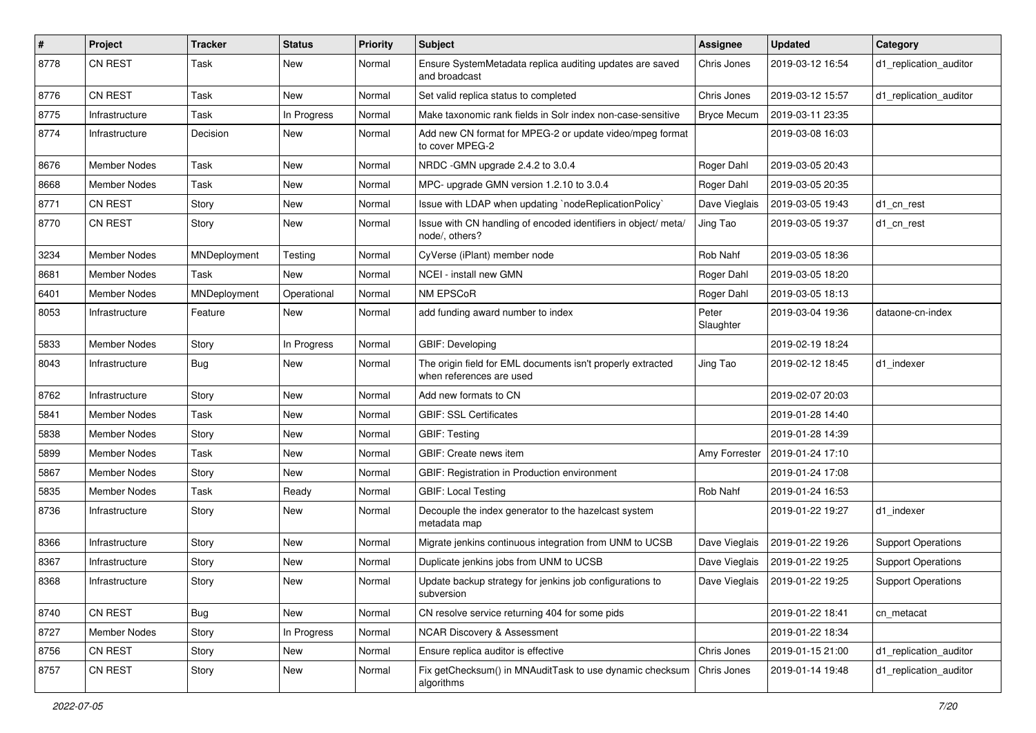| # | Project | Tracker | Status | Priority | Subject | Assignee | Updated | Category |
|---|---|---|---|---|---|---|---|---|
| 8778 | CN REST | Task | New | Normal | Ensure SystemMetadata replica auditing updates are saved and broadcast | Chris Jones | 2019-03-12 16:54 | d1_replication_auditor |
| 8776 | CN REST | Task | New | Normal | Set valid replica status to completed | Chris Jones | 2019-03-12 15:57 | d1_replication_auditor |
| 8775 | Infrastructure | Task | In Progress | Normal | Make taxonomic rank fields in Solr index non-case-sensitive | Bryce Mecum | 2019-03-11 23:35 | |
| 8774 | Infrastructure | Decision | New | Normal | Add new CN format for MPEG-2 or update video/mpeg format to cover MPEG-2 | | 2019-03-08 16:03 | |
| 8676 | Member Nodes | Task | New | Normal | NRDC -GMN upgrade 2.4.2 to 3.0.4 | Roger Dahl | 2019-03-05 20:43 | |
| 8668 | Member Nodes | Task | New | Normal | MPC- upgrade GMN version 1.2.10 to 3.0.4 | Roger Dahl | 2019-03-05 20:35 | |
| 8771 | CN REST | Story | New | Normal | Issue with LDAP when updating `nodeReplicationPolicy` | Dave Vieglais | 2019-03-05 19:43 | d1_cn_rest |
| 8770 | CN REST | Story | New | Normal | Issue with CN handling of encoded identifiers in object/ meta/ node/, others? | Jing Tao | 2019-03-05 19:37 | d1_cn_rest |
| 3234 | Member Nodes | MNDeployment | Testing | Normal | CyVerse (iPlant) member node | Rob Nahf | 2019-03-05 18:36 | |
| 8681 | Member Nodes | Task | New | Normal | NCEI - install new GMN | Roger Dahl | 2019-03-05 18:20 | |
| 6401 | Member Nodes | MNDeployment | Operational | Normal | NM EPSCoR | Roger Dahl | 2019-03-05 18:13 | |
| 8053 | Infrastructure | Feature | New | Normal | add funding award number to index | Peter Slaughter | 2019-03-04 19:36 | dataone-cn-index |
| 5833 | Member Nodes | Story | In Progress | Normal | GBIF: Developing | | 2019-02-19 18:24 | |
| 8043 | Infrastructure | Bug | New | Normal | The origin field for EML documents isn't properly extracted when references are used | Jing Tao | 2019-02-12 18:45 | d1_indexer |
| 8762 | Infrastructure | Story | New | Normal | Add new formats to CN | | 2019-02-07 20:03 | |
| 5841 | Member Nodes | Task | New | Normal | GBIF: SSL Certificates | | 2019-01-28 14:40 | |
| 5838 | Member Nodes | Story | New | Normal | GBIF: Testing | | 2019-01-28 14:39 | |
| 5899 | Member Nodes | Task | New | Normal | GBIF: Create news item | Amy Forrester | 2019-01-24 17:10 | |
| 5867 | Member Nodes | Story | New | Normal | GBIF: Registration in Production environment | | 2019-01-24 17:08 | |
| 5835 | Member Nodes | Task | Ready | Normal | GBIF: Local Testing | Rob Nahf | 2019-01-24 16:53 | |
| 8736 | Infrastructure | Story | New | Normal | Decouple the index generator to the hazelcast system metadata map | | 2019-01-22 19:27 | d1_indexer |
| 8366 | Infrastructure | Story | New | Normal | Migrate jenkins continuous integration from UNM to UCSB | Dave Vieglais | 2019-01-22 19:26 | Support Operations |
| 8367 | Infrastructure | Story | New | Normal | Duplicate jenkins jobs from UNM to UCSB | Dave Vieglais | 2019-01-22 19:25 | Support Operations |
| 8368 | Infrastructure | Story | New | Normal | Update backup strategy for jenkins job configurations to subversion | Dave Vieglais | 2019-01-22 19:25 | Support Operations |
| 8740 | CN REST | Bug | New | Normal | CN resolve service returning 404 for some pids | | 2019-01-22 18:41 | cn_metacat |
| 8727 | Member Nodes | Story | In Progress | Normal | NCAR Discovery & Assessment | | 2019-01-22 18:34 | |
| 8756 | CN REST | Story | New | Normal | Ensure replica auditor is effective | Chris Jones | 2019-01-15 21:00 | d1_replication_auditor |
| 8757 | CN REST | Story | New | Normal | Fix getChecksum() in MNAuditTask to use dynamic checksum algorithms | Chris Jones | 2019-01-14 19:48 | d1_replication_auditor |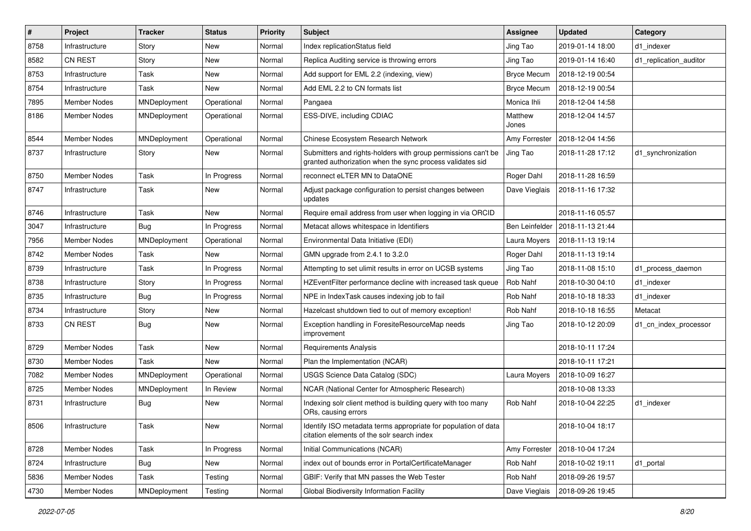| # | Project | Tracker | Status | Priority | Subject | Assignee | Updated | Category |
|---|---|---|---|---|---|---|---|---|
| 8758 | Infrastructure | Story | New | Normal | Index replicationStatus field | Jing Tao | 2019-01-14 18:00 | d1_indexer |
| 8582 | CN REST | Story | New | Normal | Replica Auditing service is throwing errors | Jing Tao | 2019-01-14 16:40 | d1_replication_auditor |
| 8753 | Infrastructure | Task | New | Normal | Add support for EML 2.2 (indexing, view) | Bryce Mecum | 2018-12-19 00:54 | |
| 8754 | Infrastructure | Task | New | Normal | Add EML 2.2 to CN formats list | Bryce Mecum | 2018-12-19 00:54 | |
| 7895 | Member Nodes | MNDeployment | Operational | Normal | Pangaea | Monica Ihli | 2018-12-04 14:58 | |
| 8186 | Member Nodes | MNDeployment | Operational | Normal | ESS-DIVE, including CDIAC | Matthew Jones | 2018-12-04 14:57 | |
| 8544 | Member Nodes | MNDeployment | Operational | Normal | Chinese Ecosystem Research Network | Amy Forrester | 2018-12-04 14:56 | |
| 8737 | Infrastructure | Story | New | Normal | Submitters and rights-holders with group permissions can't be granted authorization when the sync process validates sid | Jing Tao | 2018-11-28 17:12 | d1_synchronization |
| 8750 | Member Nodes | Task | In Progress | Normal | reconnect eLTER MN to DataONE | Roger Dahl | 2018-11-28 16:59 | |
| 8747 | Infrastructure | Task | New | Normal | Adjust package configuration to persist changes between updates | Dave Vieglais | 2018-11-16 17:32 | |
| 8746 | Infrastructure | Task | New | Normal | Require email address from user when logging in via ORCID | | 2018-11-16 05:57 | |
| 3047 | Infrastructure | Bug | In Progress | Normal | Metacat allows whitespace in Identifiers | Ben Leinfelder | 2018-11-13 21:44 | |
| 7956 | Member Nodes | MNDeployment | Operational | Normal | Environmental Data Initiative (EDI) | Laura Moyers | 2018-11-13 19:14 | |
| 8742 | Member Nodes | Task | New | Normal | GMN upgrade from 2.4.1 to 3.2.0 | Roger Dahl | 2018-11-13 19:14 | |
| 8739 | Infrastructure | Task | In Progress | Normal | Attempting to set ulimit results in error on UCSB systems | Jing Tao | 2018-11-08 15:10 | d1_process_daemon |
| 8738 | Infrastructure | Story | In Progress | Normal | HZEventFilter performance decline with increased task queue | Rob Nahf | 2018-10-30 04:10 | d1_indexer |
| 8735 | Infrastructure | Bug | In Progress | Normal | NPE in IndexTask causes indexing job to fail | Rob Nahf | 2018-10-18 18:33 | d1_indexer |
| 8734 | Infrastructure | Story | New | Normal | Hazelcast shutdown tied to out of memory exception! | Rob Nahf | 2018-10-18 16:55 | Metacat |
| 8733 | CN REST | Bug | New | Normal | Exception handling in ForesiteResourceMap needs improvement | Jing Tao | 2018-10-12 20:09 | d1_cn_index_processor |
| 8729 | Member Nodes | Task | New | Normal | Requirements Analysis | | 2018-10-11 17:24 | |
| 8730 | Member Nodes | Task | New | Normal | Plan the Implementation (NCAR) | | 2018-10-11 17:21 | |
| 7082 | Member Nodes | MNDeployment | Operational | Normal | USGS Science Data Catalog (SDC) | Laura Moyers | 2018-10-09 16:27 | |
| 8725 | Member Nodes | MNDeployment | In Review | Normal | NCAR (National Center for Atmospheric Research) | | 2018-10-08 13:33 | |
| 8731 | Infrastructure | Bug | New | Normal | Indexing solr client method is building query with too many ORs, causing errors | Rob Nahf | 2018-10-04 22:25 | d1_indexer |
| 8506 | Infrastructure | Task | New | Normal | Identify ISO metadata terms appropriate for population of data citation elements of the solr search index | | 2018-10-04 18:17 | |
| 8728 | Member Nodes | Task | In Progress | Normal | Initial Communications (NCAR) | Amy Forrester | 2018-10-04 17:24 | |
| 8724 | Infrastructure | Bug | New | Normal | index out of bounds error in PortalCertificateManager | Rob Nahf | 2018-10-02 19:11 | d1_portal |
| 5836 | Member Nodes | Task | Testing | Normal | GBIF: Verify that MN passes the Web Tester | Rob Nahf | 2018-09-26 19:57 | |
| 4730 | Member Nodes | MNDeployment | Testing | Normal | Global Biodiversity Information Facility | Dave Vieglais | 2018-09-26 19:45 | |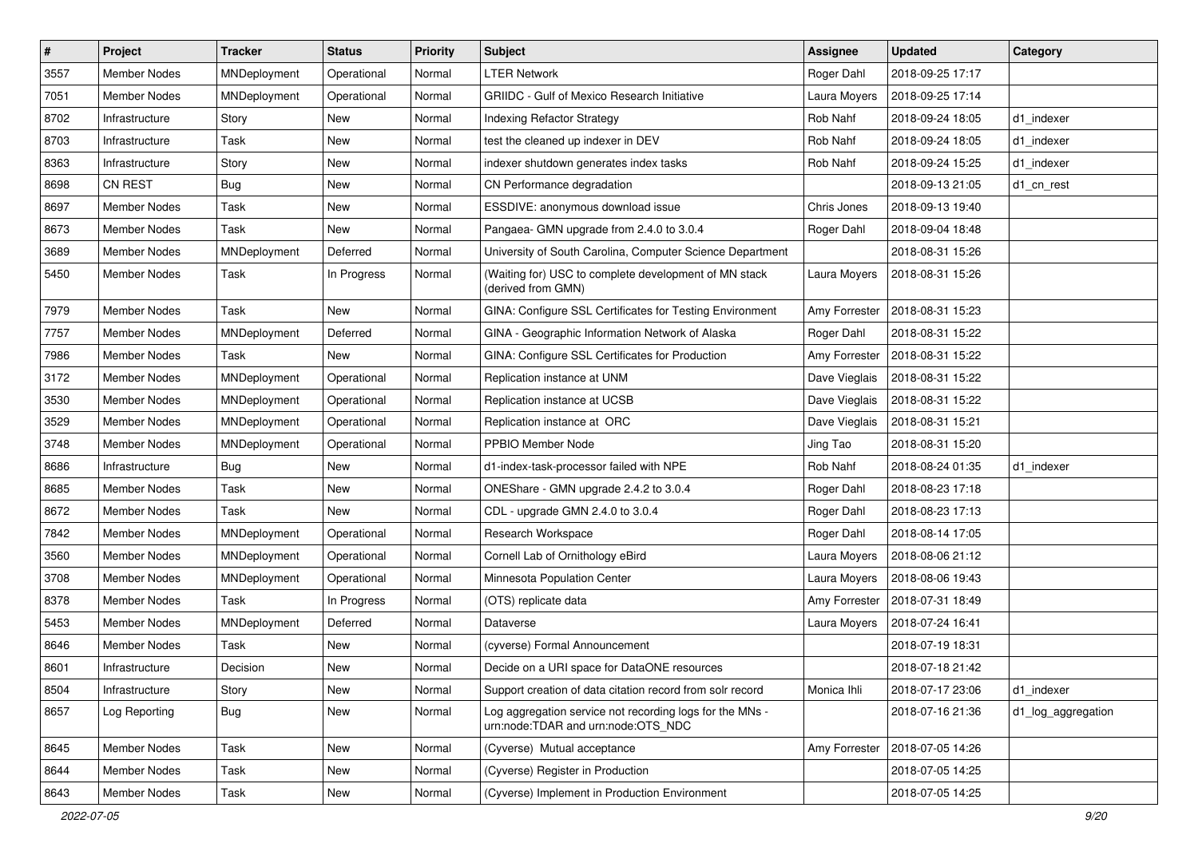| # | Project | Tracker | Status | Priority | Subject | Assignee | Updated | Category |
|---|---|---|---|---|---|---|---|---|
| 3557 | Member Nodes | MNDeployment | Operational | Normal | LTER Network | Roger Dahl | 2018-09-25 17:17 | |
| 7051 | Member Nodes | MNDeployment | Operational | Normal | GRIIDC - Gulf of Mexico Research Initiative | Laura Moyers | 2018-09-25 17:14 | |
| 8702 | Infrastructure | Story | New | Normal | Indexing Refactor Strategy | Rob Nahf | 2018-09-24 18:05 | d1_indexer |
| 8703 | Infrastructure | Task | New | Normal | test the cleaned up indexer in DEV | Rob Nahf | 2018-09-24 18:05 | d1_indexer |
| 8363 | Infrastructure | Story | New | Normal | indexer shutdown generates index tasks | Rob Nahf | 2018-09-24 15:25 | d1_indexer |
| 8698 | CN REST | Bug | New | Normal | CN Performance degradation | | 2018-09-13 21:05 | d1_cn_rest |
| 8697 | Member Nodes | Task | New | Normal | ESSDIVE: anonymous download issue | Chris Jones | 2018-09-13 19:40 | |
| 8673 | Member Nodes | Task | New | Normal | Pangaea- GMN upgrade from 2.4.0 to 3.0.4 | Roger Dahl | 2018-09-04 18:48 | |
| 3689 | Member Nodes | MNDeployment | Deferred | Normal | University of South Carolina, Computer Science Department | | 2018-08-31 15:26 | |
| 5450 | Member Nodes | Task | In Progress | Normal | (Waiting for) USC to complete development of MN stack (derived from GMN) | Laura Moyers | 2018-08-31 15:26 | |
| 7979 | Member Nodes | Task | New | Normal | GINA: Configure SSL Certificates for Testing Environment | Amy Forrester | 2018-08-31 15:23 | |
| 7757 | Member Nodes | MNDeployment | Deferred | Normal | GINA - Geographic Information Network of Alaska | Roger Dahl | 2018-08-31 15:22 | |
| 7986 | Member Nodes | Task | New | Normal | GINA: Configure SSL Certificates for Production | Amy Forrester | 2018-08-31 15:22 | |
| 3172 | Member Nodes | MNDeployment | Operational | Normal | Replication instance at UNM | Dave Vieglais | 2018-08-31 15:22 | |
| 3530 | Member Nodes | MNDeployment | Operational | Normal | Replication instance at UCSB | Dave Vieglais | 2018-08-31 15:22 | |
| 3529 | Member Nodes | MNDeployment | Operational | Normal | Replication instance at ORC | Dave Vieglais | 2018-08-31 15:21 | |
| 3748 | Member Nodes | MNDeployment | Operational | Normal | PPBIO Member Node | Jing Tao | 2018-08-31 15:20 | |
| 8686 | Infrastructure | Bug | New | Normal | d1-index-task-processor failed with NPE | Rob Nahf | 2018-08-24 01:35 | d1_indexer |
| 8685 | Member Nodes | Task | New | Normal | ONEShare - GMN upgrade 2.4.2 to 3.0.4 | Roger Dahl | 2018-08-23 17:18 | |
| 8672 | Member Nodes | Task | New | Normal | CDL - upgrade GMN 2.4.0 to 3.0.4 | Roger Dahl | 2018-08-23 17:13 | |
| 7842 | Member Nodes | MNDeployment | Operational | Normal | Research Workspace | Roger Dahl | 2018-08-14 17:05 | |
| 3560 | Member Nodes | MNDeployment | Operational | Normal | Cornell Lab of Ornithology eBird | Laura Moyers | 2018-08-06 21:12 | |
| 3708 | Member Nodes | MNDeployment | Operational | Normal | Minnesota Population Center | Laura Moyers | 2018-08-06 19:43 | |
| 8378 | Member Nodes | Task | In Progress | Normal | (OTS) replicate data | Amy Forrester | 2018-07-31 18:49 | |
| 5453 | Member Nodes | MNDeployment | Deferred | Normal | Dataverse | Laura Moyers | 2018-07-24 16:41 | |
| 8646 | Member Nodes | Task | New | Normal | (cyverse) Formal Announcement | | 2018-07-19 18:31 | |
| 8601 | Infrastructure | Decision | New | Normal | Decide on a URI space for DataONE resources | | 2018-07-18 21:42 | |
| 8504 | Infrastructure | Story | New | Normal | Support creation of data citation record from solr record | Monica Ihli | 2018-07-17 23:06 | d1_indexer |
| 8657 | Log Reporting | Bug | New | Normal | Log aggregation service not recording logs for the MNs - urn:node:TDAR and urn:node:OTS_NDC | | 2018-07-16 21:36 | d1_log_aggregation |
| 8645 | Member Nodes | Task | New | Normal | (Cyverse) Mutual acceptance | Amy Forrester | 2018-07-05 14:26 | |
| 8644 | Member Nodes | Task | New | Normal | (Cyverse) Register in Production | | 2018-07-05 14:25 | |
| 8643 | Member Nodes | Task | New | Normal | (Cyverse) Implement in Production Environment | | 2018-07-05 14:25 | |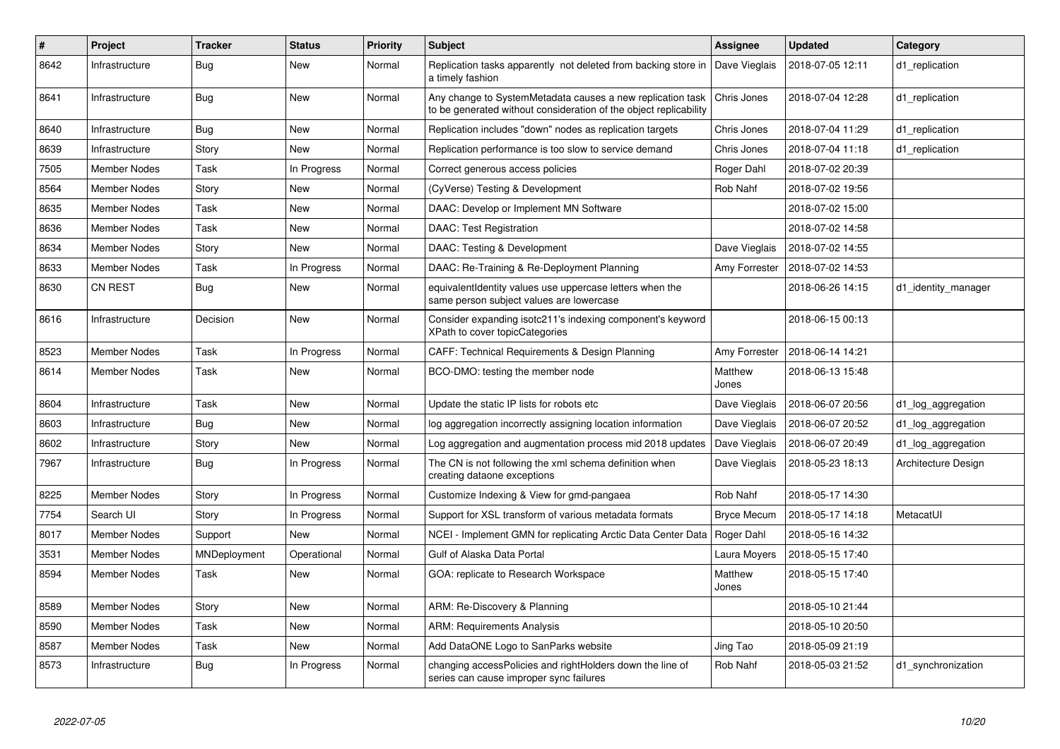| # | Project | Tracker | Status | Priority | Subject | Assignee | Updated | Category |
|---|---|---|---|---|---|---|---|---|
| 8642 | Infrastructure | Bug | New | Normal | Replication tasks apparently not deleted from backing store in a timely fashion | Dave Vieglais | 2018-07-05 12:11 | d1_replication |
| 8641 | Infrastructure | Bug | New | Normal | Any change to SystemMetadata causes a new replication task to be generated without consideration of the object replicability | Chris Jones | 2018-07-04 12:28 | d1_replication |
| 8640 | Infrastructure | Bug | New | Normal | Replication includes "down" nodes as replication targets | Chris Jones | 2018-07-04 11:29 | d1_replication |
| 8639 | Infrastructure | Story | New | Normal | Replication performance is too slow to service demand | Chris Jones | 2018-07-04 11:18 | d1_replication |
| 7505 | Member Nodes | Task | In Progress | Normal | Correct generous access policies | Roger Dahl | 2018-07-02 20:39 | |
| 8564 | Member Nodes | Story | New | Normal | (CyVerse) Testing & Development | Rob Nahf | 2018-07-02 19:56 | |
| 8635 | Member Nodes | Task | New | Normal | DAAC: Develop or Implement MN Software | | 2018-07-02 15:00 | |
| 8636 | Member Nodes | Task | New | Normal | DAAC: Test Registration | | 2018-07-02 14:58 | |
| 8634 | Member Nodes | Story | New | Normal | DAAC: Testing & Development | Dave Vieglais | 2018-07-02 14:55 | |
| 8633 | Member Nodes | Task | In Progress | Normal | DAAC: Re-Training & Re-Deployment Planning | Amy Forrester | 2018-07-02 14:53 | |
| 8630 | CN REST | Bug | New | Normal | equivalentIdentity values use uppercase letters when the same person subject values are lowercase | | 2018-06-26 14:15 | d1_identity_manager |
| 8616 | Infrastructure | Decision | New | Normal | Consider expanding isotc211's indexing component's keyword XPath to cover topicCategories | | 2018-06-15 00:13 | |
| 8523 | Member Nodes | Task | In Progress | Normal | CAFF: Technical Requirements & Design Planning | Amy Forrester | 2018-06-14 14:21 | |
| 8614 | Member Nodes | Task | New | Normal | BCO-DMO: testing the member node | Matthew Jones | 2018-06-13 15:48 | |
| 8604 | Infrastructure | Task | New | Normal | Update the static IP lists for robots etc | Dave Vieglais | 2018-06-07 20:56 | d1_log_aggregation |
| 8603 | Infrastructure | Bug | New | Normal | log aggregation incorrectly assigning location information | Dave Vieglais | 2018-06-07 20:52 | d1_log_aggregation |
| 8602 | Infrastructure | Story | New | Normal | Log aggregation and augmentation process mid 2018 updates | Dave Vieglais | 2018-06-07 20:49 | d1_log_aggregation |
| 7967 | Infrastructure | Bug | In Progress | Normal | The CN is not following the xml schema definition when creating dataone exceptions | Dave Vieglais | 2018-05-23 18:13 | Architecture Design |
| 8225 | Member Nodes | Story | In Progress | Normal | Customize Indexing & View for gmd-pangaea | Rob Nahf | 2018-05-17 14:30 | |
| 7754 | Search UI | Story | In Progress | Normal | Support for XSL transform of various metadata formats | Bryce Mecum | 2018-05-17 14:18 | MetacatUI |
| 8017 | Member Nodes | Support | New | Normal | NCEI - Implement GMN for replicating Arctic Data Center Data | Roger Dahl | 2018-05-16 14:32 | |
| 3531 | Member Nodes | MNDeployment | Operational | Normal | Gulf of Alaska Data Portal | Laura Moyers | 2018-05-15 17:40 | |
| 8594 | Member Nodes | Task | New | Normal | GOA: replicate to Research Workspace | Matthew Jones | 2018-05-15 17:40 | |
| 8589 | Member Nodes | Story | New | Normal | ARM: Re-Discovery & Planning | | 2018-05-10 21:44 | |
| 8590 | Member Nodes | Task | New | Normal | ARM: Requirements Analysis | | 2018-05-10 20:50 | |
| 8587 | Member Nodes | Task | New | Normal | Add DataONE Logo to SanParks website | Jing Tao | 2018-05-09 21:19 | |
| 8573 | Infrastructure | Bug | In Progress | Normal | changing accessPolicies and rightHolders down the line of series can cause improper sync failures | Rob Nahf | 2018-05-03 21:52 | d1_synchronization |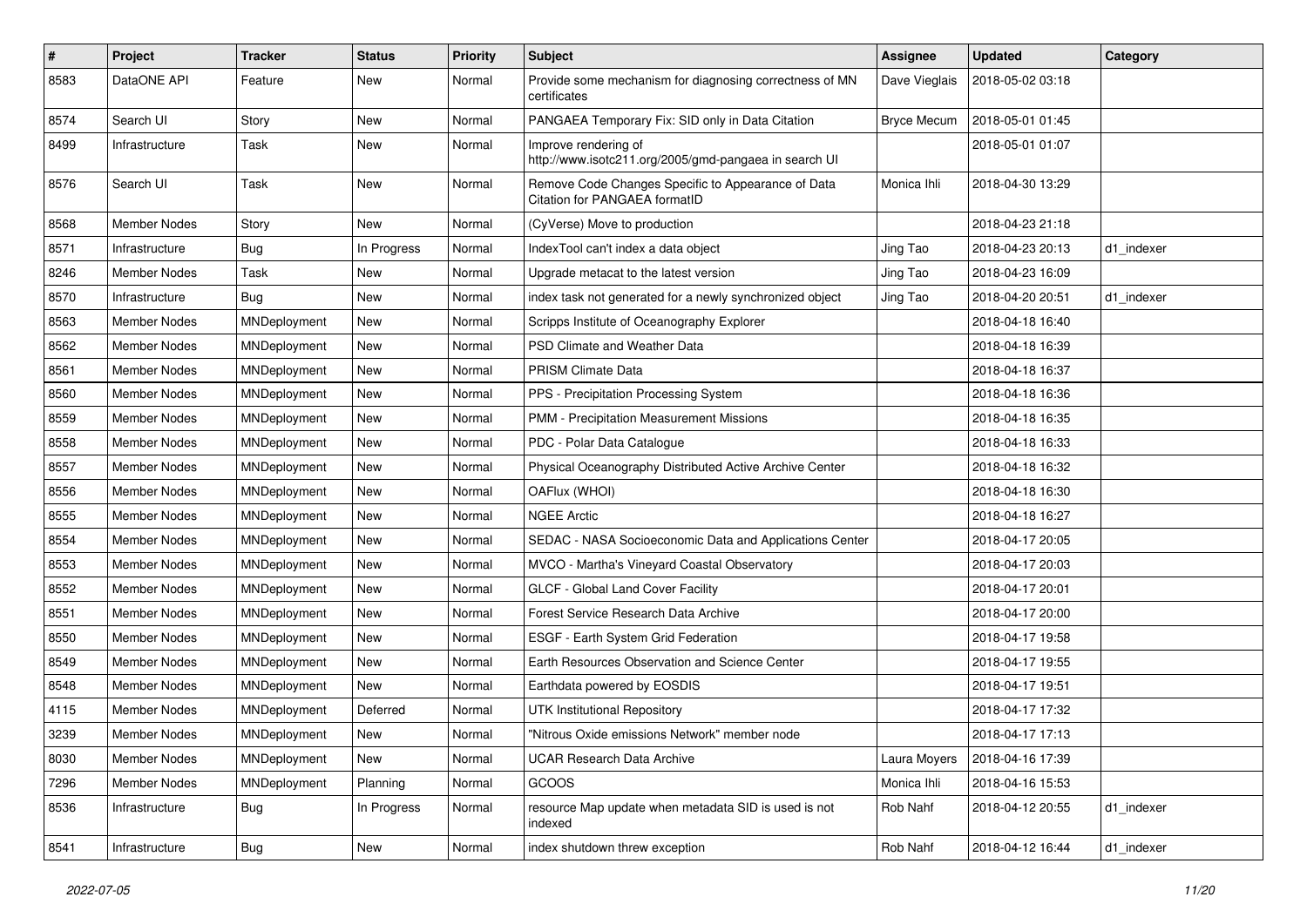| # | Project | Tracker | Status | Priority | Subject | Assignee | Updated | Category |
|---|---|---|---|---|---|---|---|---|
| 8583 | DataONE API | Feature | New | Normal | Provide some mechanism for diagnosing correctness of MN certificates | Dave Vieglais | 2018-05-02 03:18 | |
| 8574 | Search UI | Story | New | Normal | PANGAEA Temporary Fix: SID only in Data Citation | Bryce Mecum | 2018-05-01 01:45 | |
| 8499 | Infrastructure | Task | New | Normal | Improve rendering of http://www.isotc211.org/2005/gmd-pangaea in search UI | | 2018-05-01 01:07 | |
| 8576 | Search UI | Task | New | Normal | Remove Code Changes Specific to Appearance of Data Citation for PANGAEA formatID | Monica Ihli | 2018-04-30 13:29 | |
| 8568 | Member Nodes | Story | New | Normal | (CyVerse) Move to production | | 2018-04-23 21:18 | |
| 8571 | Infrastructure | Bug | In Progress | Normal | IndexTool can't index a data object | Jing Tao | 2018-04-23 20:13 | d1_indexer |
| 8246 | Member Nodes | Task | New | Normal | Upgrade metacat to the latest version | Jing Tao | 2018-04-23 16:09 | |
| 8570 | Infrastructure | Bug | New | Normal | index task not generated for a newly synchronized object | Jing Tao | 2018-04-20 20:51 | d1_indexer |
| 8563 | Member Nodes | MNDeployment | New | Normal | Scripps Institute of Oceanography Explorer | | 2018-04-18 16:40 | |
| 8562 | Member Nodes | MNDeployment | New | Normal | PSD Climate and Weather Data | | 2018-04-18 16:39 | |
| 8561 | Member Nodes | MNDeployment | New | Normal | PRISM Climate Data | | 2018-04-18 16:37 | |
| 8560 | Member Nodes | MNDeployment | New | Normal | PPS - Precipitation Processing System | | 2018-04-18 16:36 | |
| 8559 | Member Nodes | MNDeployment | New | Normal | PMM - Precipitation Measurement Missions | | 2018-04-18 16:35 | |
| 8558 | Member Nodes | MNDeployment | New | Normal | PDC - Polar Data Catalogue | | 2018-04-18 16:33 | |
| 8557 | Member Nodes | MNDeployment | New | Normal | Physical Oceanography Distributed Active Archive Center | | 2018-04-18 16:32 | |
| 8556 | Member Nodes | MNDeployment | New | Normal | OAFlux (WHOI) | | 2018-04-18 16:30 | |
| 8555 | Member Nodes | MNDeployment | New | Normal | NGEE Arctic | | 2018-04-18 16:27 | |
| 8554 | Member Nodes | MNDeployment | New | Normal | SEDAC - NASA Socioeconomic Data and Applications Center | | 2018-04-17 20:05 | |
| 8553 | Member Nodes | MNDeployment | New | Normal | MVCO - Martha's Vineyard Coastal Observatory | | 2018-04-17 20:03 | |
| 8552 | Member Nodes | MNDeployment | New | Normal | GLCF - Global Land Cover Facility | | 2018-04-17 20:01 | |
| 8551 | Member Nodes | MNDeployment | New | Normal | Forest Service Research Data Archive | | 2018-04-17 20:00 | |
| 8550 | Member Nodes | MNDeployment | New | Normal | ESGF - Earth System Grid Federation | | 2018-04-17 19:58 | |
| 8549 | Member Nodes | MNDeployment | New | Normal | Earth Resources Observation and Science Center | | 2018-04-17 19:55 | |
| 8548 | Member Nodes | MNDeployment | New | Normal | Earthdata powered by EOSDIS | | 2018-04-17 19:51 | |
| 4115 | Member Nodes | MNDeployment | Deferred | Normal | UTK Institutional Repository | | 2018-04-17 17:32 | |
| 3239 | Member Nodes | MNDeployment | New | Normal | "Nitrous Oxide emissions Network" member node | | 2018-04-17 17:13 | |
| 8030 | Member Nodes | MNDeployment | New | Normal | UCAR Research Data Archive | Laura Moyers | 2018-04-16 17:39 | |
| 7296 | Member Nodes | MNDeployment | Planning | Normal | GCOOS | Monica Ihli | 2018-04-16 15:53 | |
| 8536 | Infrastructure | Bug | In Progress | Normal | resource Map update when metadata SID is used is not indexed | Rob Nahf | 2018-04-12 20:55 | d1_indexer |
| 8541 | Infrastructure | Bug | New | Normal | index shutdown threw exception | Rob Nahf | 2018-04-12 16:44 | d1_indexer |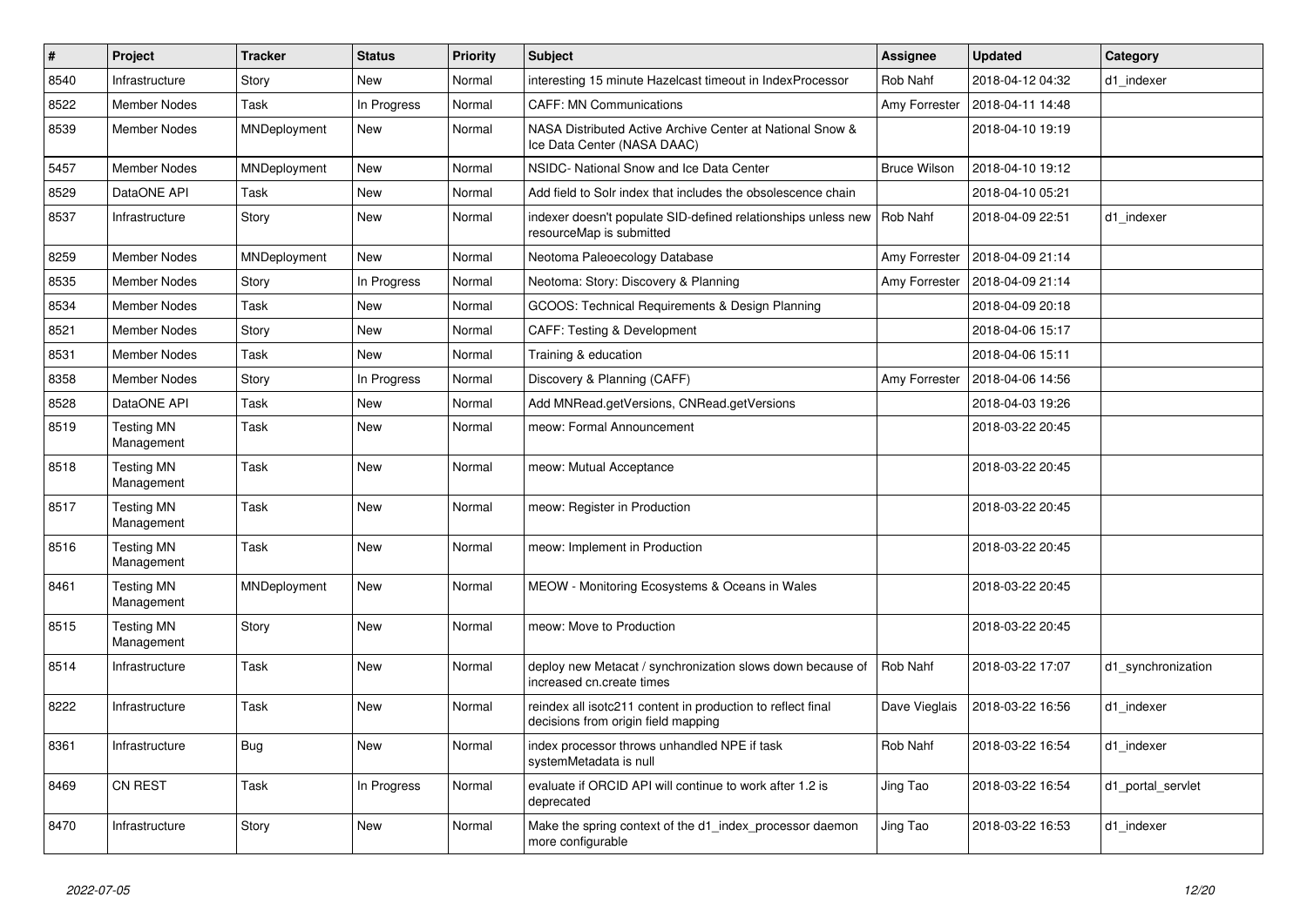| # | Project | Tracker | Status | Priority | Subject | Assignee | Updated | Category |
|---|---|---|---|---|---|---|---|---|
| 8540 | Infrastructure | Story | New | Normal | interesting 15 minute Hazelcast timeout in IndexProcessor | Rob Nahf | 2018-04-12 04:32 | d1_indexer |
| 8522 | Member Nodes | Task | In Progress | Normal | CAFF: MN Communications | Amy Forrester | 2018-04-11 14:48 | |
| 8539 | Member Nodes | MNDeployment | New | Normal | NASA Distributed Active Archive Center at National Snow & Ice Data Center (NASA DAAC) | | 2018-04-10 19:19 | |
| 5457 | Member Nodes | MNDeployment | New | Normal | NSIDC- National Snow and Ice Data Center | Bruce Wilson | 2018-04-10 19:12 | |
| 8529 | DataONE API | Task | New | Normal | Add field to Solr index that includes the obsolescence chain | | 2018-04-10 05:21 | |
| 8537 | Infrastructure | Story | New | Normal | indexer doesn't populate SID-defined relationships unless new resourceMap is submitted | Rob Nahf | 2018-04-09 22:51 | d1_indexer |
| 8259 | Member Nodes | MNDeployment | New | Normal | Neotoma Paleoecology Database | Amy Forrester | 2018-04-09 21:14 | |
| 8535 | Member Nodes | Story | In Progress | Normal | Neotoma: Story: Discovery & Planning | Amy Forrester | 2018-04-09 21:14 | |
| 8534 | Member Nodes | Task | New | Normal | GCOOS: Technical Requirements & Design Planning | | 2018-04-09 20:18 | |
| 8521 | Member Nodes | Story | New | Normal | CAFF: Testing & Development | | 2018-04-06 15:17 | |
| 8531 | Member Nodes | Task | New | Normal | Training & education | | 2018-04-06 15:11 | |
| 8358 | Member Nodes | Story | In Progress | Normal | Discovery & Planning (CAFF) | Amy Forrester | 2018-04-06 14:56 | |
| 8528 | DataONE API | Task | New | Normal | Add MNRead.getVersions, CNRead.getVersions | | 2018-04-03 19:26 | |
| 8519 | Testing MN Management | Task | New | Normal | meow: Formal Announcement | | 2018-03-22 20:45 | |
| 8518 | Testing MN Management | Task | New | Normal | meow: Mutual Acceptance | | 2018-03-22 20:45 | |
| 8517 | Testing MN Management | Task | New | Normal | meow: Register in Production | | 2018-03-22 20:45 | |
| 8516 | Testing MN Management | Task | New | Normal | meow: Implement in Production | | 2018-03-22 20:45 | |
| 8461 | Testing MN Management | MNDeployment | New | Normal | MEOW - Monitoring Ecosystems & Oceans in Wales | | 2018-03-22 20:45 | |
| 8515 | Testing MN Management | Story | New | Normal | meow: Move to Production | | 2018-03-22 20:45 | |
| 8514 | Infrastructure | Task | New | Normal | deploy new Metacat / synchronization slows down because of increased cn.create times | Rob Nahf | 2018-03-22 17:07 | d1_synchronization |
| 8222 | Infrastructure | Task | New | Normal | reindex all isotc211 content in production to reflect final decisions from origin field mapping | Dave Vieglais | 2018-03-22 16:56 | d1_indexer |
| 8361 | Infrastructure | Bug | New | Normal | index processor throws unhandled NPE if task systemMetadata is null | Rob Nahf | 2018-03-22 16:54 | d1_indexer |
| 8469 | CN REST | Task | In Progress | Normal | evaluate if ORCID API will continue to work after 1.2 is deprecated | Jing Tao | 2018-03-22 16:54 | d1_portal_servlet |
| 8470 | Infrastructure | Story | New | Normal | Make the spring context of the d1_index_processor daemon more configurable | Jing Tao | 2018-03-22 16:53 | d1_indexer |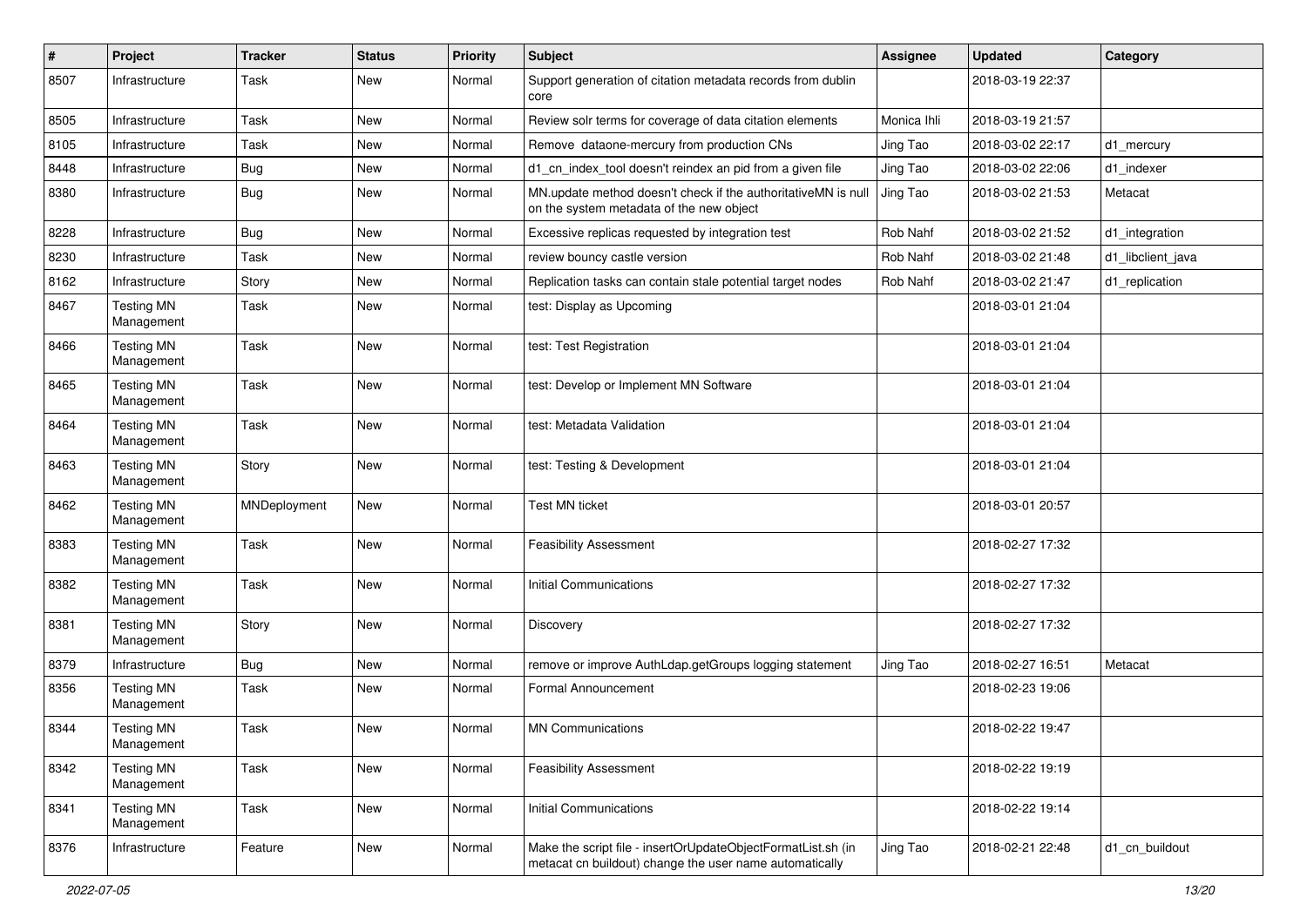| # | Project | Tracker | Status | Priority | Subject | Assignee | Updated | Category |
|---|---|---|---|---|---|---|---|---|
| 8507 | Infrastructure | Task | New | Normal | Support generation of citation metadata records from dublin core | | 2018-03-19 22:37 | |
| 8505 | Infrastructure | Task | New | Normal | Review solr terms for coverage of data citation elements | Monica Ihli | 2018-03-19 21:57 | |
| 8105 | Infrastructure | Task | New | Normal | Remove dataone-mercury from production CNs | Jing Tao | 2018-03-02 22:17 | d1_mercury |
| 8448 | Infrastructure | Bug | New | Normal | d1_cn_index_tool doesn't reindex an pid from a given file | Jing Tao | 2018-03-02 22:06 | d1_indexer |
| 8380 | Infrastructure | Bug | New | Normal | MN.update method doesn't check if the authoritativeMN is null on the system metadata of the new object | Jing Tao | 2018-03-02 21:53 | Metacat |
| 8228 | Infrastructure | Bug | New | Normal | Excessive replicas requested by integration test | Rob Nahf | 2018-03-02 21:52 | d1_integration |
| 8230 | Infrastructure | Task | New | Normal | review bouncy castle version | Rob Nahf | 2018-03-02 21:48 | d1_libclient_java |
| 8162 | Infrastructure | Story | New | Normal | Replication tasks can contain stale potential target nodes | Rob Nahf | 2018-03-02 21:47 | d1_replication |
| 8467 | Testing MN Management | Task | New | Normal | test: Display as Upcoming | | 2018-03-01 21:04 | |
| 8466 | Testing MN Management | Task | New | Normal | test: Test Registration | | 2018-03-01 21:04 | |
| 8465 | Testing MN Management | Task | New | Normal | test: Develop or Implement MN Software | | 2018-03-01 21:04 | |
| 8464 | Testing MN Management | Task | New | Normal | test: Metadata Validation | | 2018-03-01 21:04 | |
| 8463 | Testing MN Management | Story | New | Normal | test: Testing & Development | | 2018-03-01 21:04 | |
| 8462 | Testing MN Management | MNDeployment | New | Normal | Test MN ticket | | 2018-03-01 20:57 | |
| 8383 | Testing MN Management | Task | New | Normal | Feasibility Assessment | | 2018-02-27 17:32 | |
| 8382 | Testing MN Management | Task | New | Normal | Initial Communications | | 2018-02-27 17:32 | |
| 8381 | Testing MN Management | Story | New | Normal | Discovery | | 2018-02-27 17:32 | |
| 8379 | Infrastructure | Bug | New | Normal | remove or improve AuthLdap.getGroups logging statement | Jing Tao | 2018-02-27 16:51 | Metacat |
| 8356 | Testing MN Management | Task | New | Normal | Formal Announcement | | 2018-02-23 19:06 | |
| 8344 | Testing MN Management | Task | New | Normal | MN Communications | | 2018-02-22 19:47 | |
| 8342 | Testing MN Management | Task | New | Normal | Feasibility Assessment | | 2018-02-22 19:19 | |
| 8341 | Testing MN Management | Task | New | Normal | Initial Communications | | 2018-02-22 19:14 | |
| 8376 | Infrastructure | Feature | New | Normal | Make the script file - insertOrUpdateObjectFormatList.sh (in metacat cn buildout) change the user name automatically | Jing Tao | 2018-02-21 22:48 | d1_cn_buildout |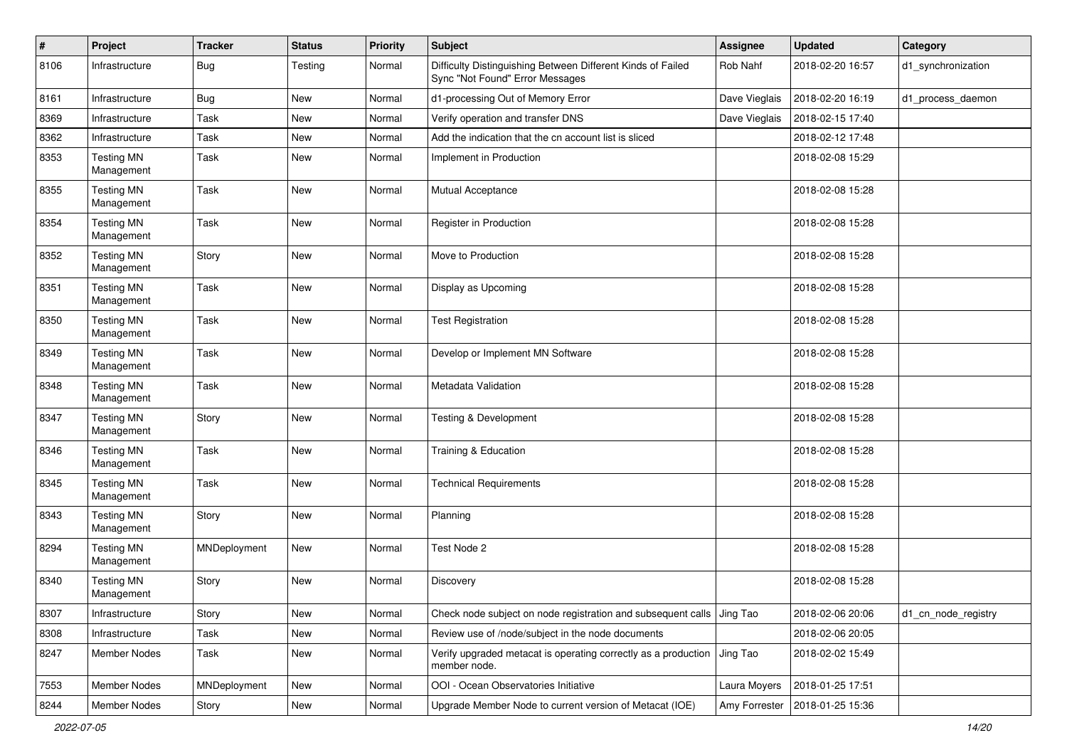| # | Project | Tracker | Status | Priority | Subject | Assignee | Updated | Category |
|---|---|---|---|---|---|---|---|---|
| 8106 | Infrastructure | Bug | Testing | Normal | Difficulty Distinguishing Between Different Kinds of Failed Sync "Not Found" Error Messages | Rob Nahf | 2018-02-20 16:57 | d1_synchronization |
| 8161 | Infrastructure | Bug | New | Normal | d1-processing Out of Memory Error | Dave Vieglais | 2018-02-20 16:19 | d1_process_daemon |
| 8369 | Infrastructure | Task | New | Normal | Verify operation and transfer DNS | Dave Vieglais | 2018-02-15 17:40 | |
| 8362 | Infrastructure | Task | New | Normal | Add the indication that the cn account list is sliced | | 2018-02-12 17:48 | |
| 8353 | Testing MN Management | Task | New | Normal | Implement in Production | | 2018-02-08 15:29 | |
| 8355 | Testing MN Management | Task | New | Normal | Mutual Acceptance | | 2018-02-08 15:28 | |
| 8354 | Testing MN Management | Task | New | Normal | Register in Production | | 2018-02-08 15:28 | |
| 8352 | Testing MN Management | Story | New | Normal | Move to Production | | 2018-02-08 15:28 | |
| 8351 | Testing MN Management | Task | New | Normal | Display as Upcoming | | 2018-02-08 15:28 | |
| 8350 | Testing MN Management | Task | New | Normal | Test Registration | | 2018-02-08 15:28 | |
| 8349 | Testing MN Management | Task | New | Normal | Develop or Implement MN Software | | 2018-02-08 15:28 | |
| 8348 | Testing MN Management | Task | New | Normal | Metadata Validation | | 2018-02-08 15:28 | |
| 8347 | Testing MN Management | Story | New | Normal | Testing & Development | | 2018-02-08 15:28 | |
| 8346 | Testing MN Management | Task | New | Normal | Training & Education | | 2018-02-08 15:28 | |
| 8345 | Testing MN Management | Task | New | Normal | Technical Requirements | | 2018-02-08 15:28 | |
| 8343 | Testing MN Management | Story | New | Normal | Planning | | 2018-02-08 15:28 | |
| 8294 | Testing MN Management | MNDeployment | New | Normal | Test Node 2 | | 2018-02-08 15:28 | |
| 8340 | Testing MN Management | Story | New | Normal | Discovery | | 2018-02-08 15:28 | |
| 8307 | Infrastructure | Story | New | Normal | Check node subject on node registration and subsequent calls | Jing Tao | 2018-02-06 20:06 | d1_cn_node_registry |
| 8308 | Infrastructure | Task | New | Normal | Review use of /node/subject in the node documents | | 2018-02-06 20:05 | |
| 8247 | Member Nodes | Task | New | Normal | Verify upgraded metacat is operating correctly as a production member node. | Jing Tao | 2018-02-02 15:49 | |
| 7553 | Member Nodes | MNDeployment | New | Normal | OOI - Ocean Observatories Initiative | Laura Moyers | 2018-01-25 17:51 | |
| 8244 | Member Nodes | Story | New | Normal | Upgrade Member Node to current version of Metacat (IOE) | Amy Forrester | 2018-01-25 15:36 | |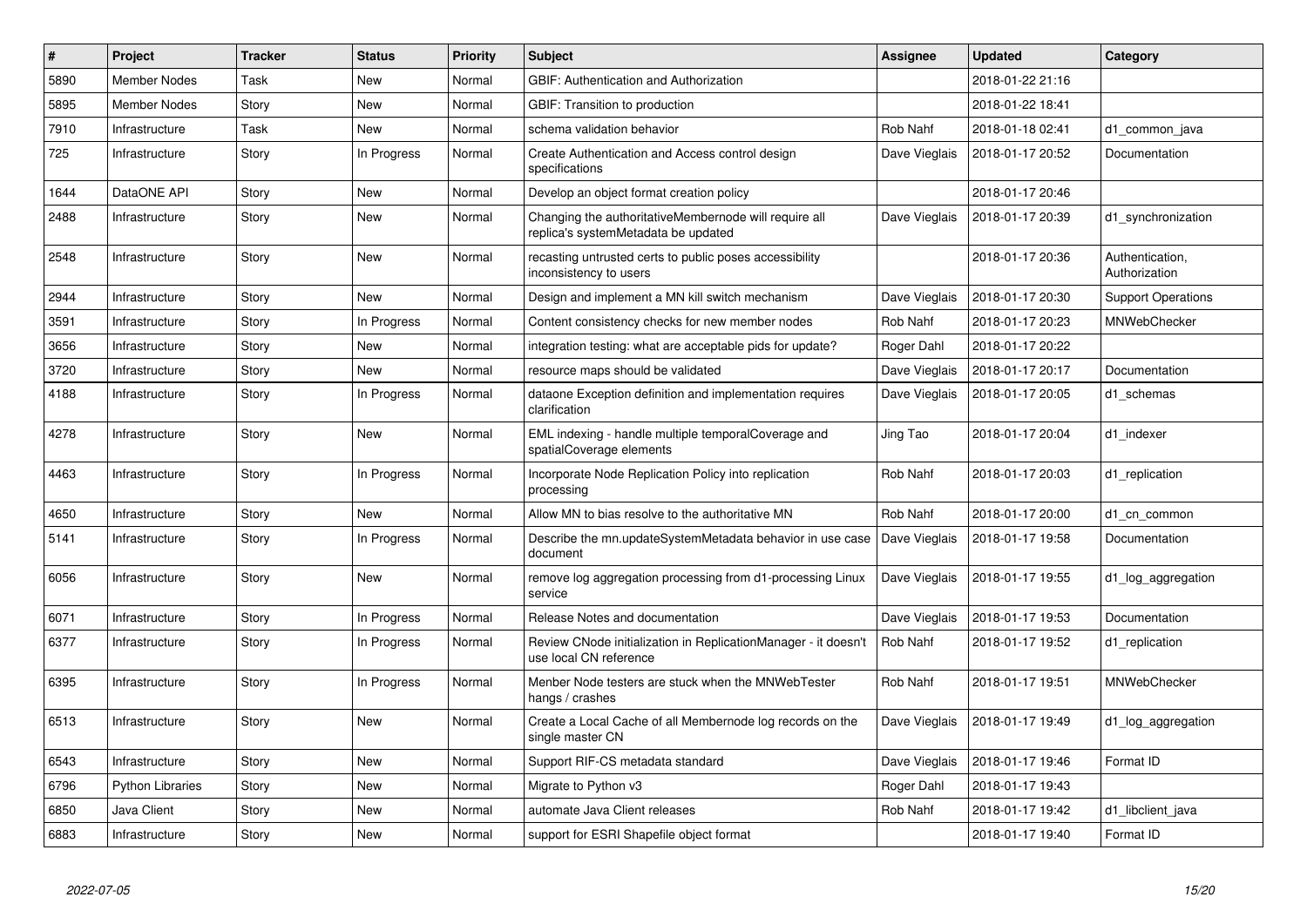| # | Project | Tracker | Status | Priority | Subject | Assignee | Updated | Category |
|---|---|---|---|---|---|---|---|---|
| 5890 | Member Nodes | Task | New | Normal | GBIF: Authentication and Authorization | | 2018-01-22 21:16 | |
| 5895 | Member Nodes | Story | New | Normal | GBIF: Transition to production | | 2018-01-22 18:41 | |
| 7910 | Infrastructure | Task | New | Normal | schema validation behavior | Rob Nahf | 2018-01-18 02:41 | d1_common_java |
| 725 | Infrastructure | Story | In Progress | Normal | Create Authentication and Access control design specifications | Dave Vieglais | 2018-01-17 20:52 | Documentation |
| 1644 | DataONE API | Story | New | Normal | Develop an object format creation policy | | 2018-01-17 20:46 | |
| 2488 | Infrastructure | Story | New | Normal | Changing the authoritativeMembernode will require all replica's systemMetadata be updated | Dave Vieglais | 2018-01-17 20:39 | d1_synchronization |
| 2548 | Infrastructure | Story | New | Normal | recasting untrusted certs to public poses accessibility inconsistency to users | | 2018-01-17 20:36 | Authentication, Authorization |
| 2944 | Infrastructure | Story | New | Normal | Design and implement a MN kill switch mechanism | Dave Vieglais | 2018-01-17 20:30 | Support Operations |
| 3591 | Infrastructure | Story | In Progress | Normal | Content consistency checks for new member nodes | Rob Nahf | 2018-01-17 20:23 | MNWebChecker |
| 3656 | Infrastructure | Story | New | Normal | integration testing: what are acceptable pids for update? | Roger Dahl | 2018-01-17 20:22 | |
| 3720 | Infrastructure | Story | New | Normal | resource maps should be validated | Dave Vieglais | 2018-01-17 20:17 | Documentation |
| 4188 | Infrastructure | Story | In Progress | Normal | dataone Exception definition and implementation requires clarification | Dave Vieglais | 2018-01-17 20:05 | d1_schemas |
| 4278 | Infrastructure | Story | New | Normal | EML indexing - handle multiple temporalCoverage and spatialCoverage elements | Jing Tao | 2018-01-17 20:04 | d1_indexer |
| 4463 | Infrastructure | Story | In Progress | Normal | Incorporate Node Replication Policy into replication processing | Rob Nahf | 2018-01-17 20:03 | d1_replication |
| 4650 | Infrastructure | Story | New | Normal | Allow MN to bias resolve to the authoritative MN | Rob Nahf | 2018-01-17 20:00 | d1_cn_common |
| 5141 | Infrastructure | Story | In Progress | Normal | Describe the mn.updateSystemMetadata behavior in use case document | Dave Vieglais | 2018-01-17 19:58 | Documentation |
| 6056 | Infrastructure | Story | New | Normal | remove log aggregation processing from d1-processing Linux service | Dave Vieglais | 2018-01-17 19:55 | d1_log_aggregation |
| 6071 | Infrastructure | Story | In Progress | Normal | Release Notes and documentation | Dave Vieglais | 2018-01-17 19:53 | Documentation |
| 6377 | Infrastructure | Story | In Progress | Normal | Review CNode initialization in ReplicationManager - it doesn't use local CN reference | Rob Nahf | 2018-01-17 19:52 | d1_replication |
| 6395 | Infrastructure | Story | In Progress | Normal | Menber Node testers are stuck when the MNWebTester hangs / crashes | Rob Nahf | 2018-01-17 19:51 | MNWebChecker |
| 6513 | Infrastructure | Story | New | Normal | Create a Local Cache of all Membernode log records on the single master CN | Dave Vieglais | 2018-01-17 19:49 | d1_log_aggregation |
| 6543 | Infrastructure | Story | New | Normal | Support RIF-CS metadata standard | Dave Vieglais | 2018-01-17 19:46 | Format ID |
| 6796 | Python Libraries | Story | New | Normal | Migrate to Python v3 | Roger Dahl | 2018-01-17 19:43 | |
| 6850 | Java Client | Story | New | Normal | automate Java Client releases | Rob Nahf | 2018-01-17 19:42 | d1_libclient_java |
| 6883 | Infrastructure | Story | New | Normal | support for ESRI Shapefile object format | | 2018-01-17 19:40 | Format ID |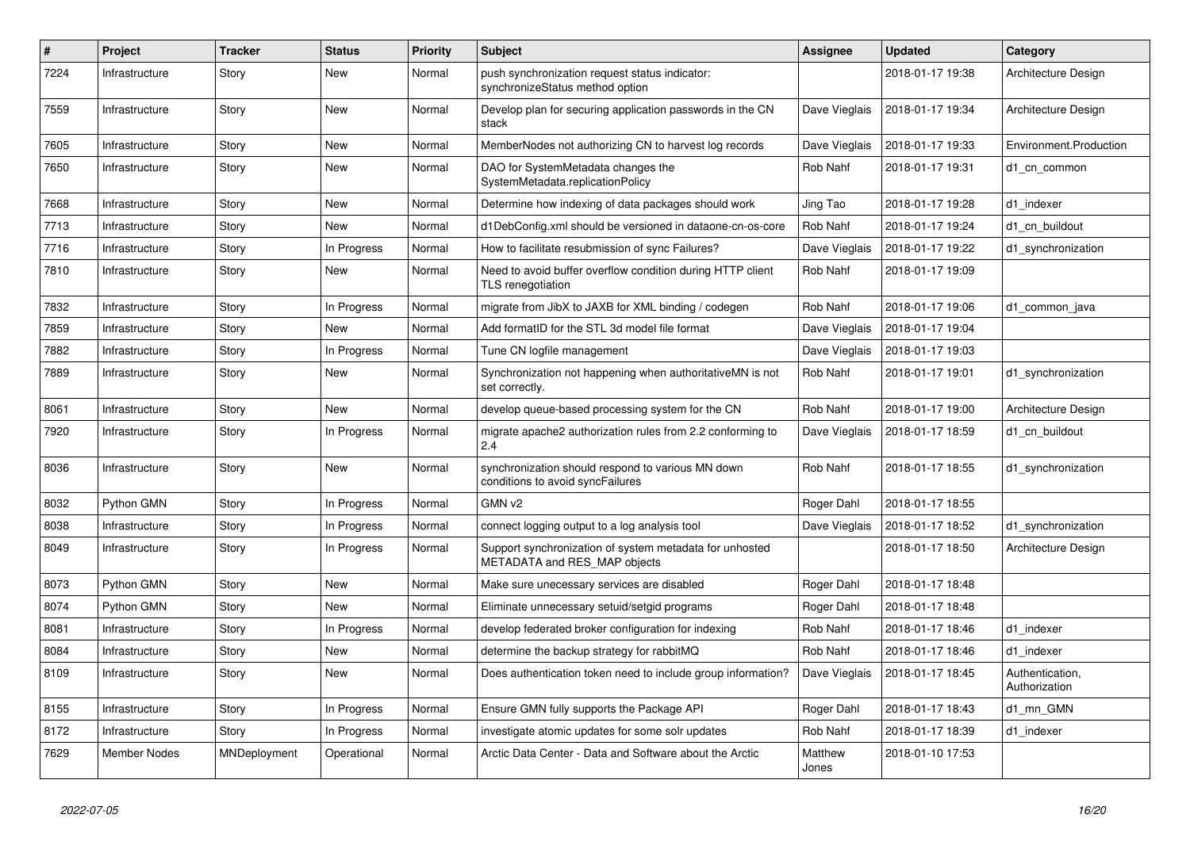| # | Project | Tracker | Status | Priority | Subject | Assignee | Updated | Category |
|---|---|---|---|---|---|---|---|---|
| 7224 | Infrastructure | Story | New | Normal | push synchronization request status indicator: synchronizeStatus method option | | 2018-01-17 19:38 | Architecture Design |
| 7559 | Infrastructure | Story | New | Normal | Develop plan for securing application passwords in the CN stack | Dave Vieglais | 2018-01-17 19:34 | Architecture Design |
| 7605 | Infrastructure | Story | New | Normal | MemberNodes not authorizing CN to harvest log records | Dave Vieglais | 2018-01-17 19:33 | Environment.Production |
| 7650 | Infrastructure | Story | New | Normal | DAO for SystemMetadata changes the SystemMetadata.replicationPolicy | Rob Nahf | 2018-01-17 19:31 | d1_cn_common |
| 7668 | Infrastructure | Story | New | Normal | Determine how indexing of data packages should work | Jing Tao | 2018-01-17 19:28 | d1_indexer |
| 7713 | Infrastructure | Story | New | Normal | d1DebConfig.xml should be versioned in dataone-cn-os-core | Rob Nahf | 2018-01-17 19:24 | d1_cn_buildout |
| 7716 | Infrastructure | Story | In Progress | Normal | How to facilitate resubmission of sync Failures? | Dave Vieglais | 2018-01-17 19:22 | d1_synchronization |
| 7810 | Infrastructure | Story | New | Normal | Need to avoid buffer overflow condition during HTTP client TLS renegotiation | Rob Nahf | 2018-01-17 19:09 | |
| 7832 | Infrastructure | Story | In Progress | Normal | migrate from JibX to JAXB for XML binding / codegen | Rob Nahf | 2018-01-17 19:06 | d1_common_java |
| 7859 | Infrastructure | Story | New | Normal | Add formatID for the STL 3d model file format | Dave Vieglais | 2018-01-17 19:04 | |
| 7882 | Infrastructure | Story | In Progress | Normal | Tune CN logfile management | Dave Vieglais | 2018-01-17 19:03 | |
| 7889 | Infrastructure | Story | New | Normal | Synchronization not happening when authoritativeMN is not set correctly. | Rob Nahf | 2018-01-17 19:01 | d1_synchronization |
| 8061 | Infrastructure | Story | New | Normal | develop queue-based processing system for the CN | Rob Nahf | 2018-01-17 19:00 | Architecture Design |
| 7920 | Infrastructure | Story | In Progress | Normal | migrate apache2 authorization rules from 2.2 conforming to 2.4 | Dave Vieglais | 2018-01-17 18:59 | d1_cn_buildout |
| 8036 | Infrastructure | Story | New | Normal | synchronization should respond to various MN down conditions to avoid syncFailures | Rob Nahf | 2018-01-17 18:55 | d1_synchronization |
| 8032 | Python GMN | Story | In Progress | Normal | GMN v2 | Roger Dahl | 2018-01-17 18:55 | |
| 8038 | Infrastructure | Story | In Progress | Normal | connect logging output to a log analysis tool | Dave Vieglais | 2018-01-17 18:52 | d1_synchronization |
| 8049 | Infrastructure | Story | In Progress | Normal | Support synchronization of system metadata for unhosted METADATA and RES_MAP objects | | 2018-01-17 18:50 | Architecture Design |
| 8073 | Python GMN | Story | New | Normal | Make sure unecessary services are disabled | Roger Dahl | 2018-01-17 18:48 | |
| 8074 | Python GMN | Story | New | Normal | Eliminate unnecessary setuid/setgid programs | Roger Dahl | 2018-01-17 18:48 | |
| 8081 | Infrastructure | Story | In Progress | Normal | develop federated broker configuration for indexing | Rob Nahf | 2018-01-17 18:46 | d1_indexer |
| 8084 | Infrastructure | Story | New | Normal | determine the backup strategy for rabbitMQ | Rob Nahf | 2018-01-17 18:46 | d1_indexer |
| 8109 | Infrastructure | Story | New | Normal | Does authentication token need to include group information? | Dave Vieglais | 2018-01-17 18:45 | Authentication, Authorization |
| 8155 | Infrastructure | Story | In Progress | Normal | Ensure GMN fully supports the Package API | Roger Dahl | 2018-01-17 18:43 | d1_mn_GMN |
| 8172 | Infrastructure | Story | In Progress | Normal | investigate atomic updates for some solr updates | Rob Nahf | 2018-01-17 18:39 | d1_indexer |
| 7629 | Member Nodes | MNDeployment | Operational | Normal | Arctic Data Center - Data and Software about the Arctic | Matthew Jones | 2018-01-10 17:53 | |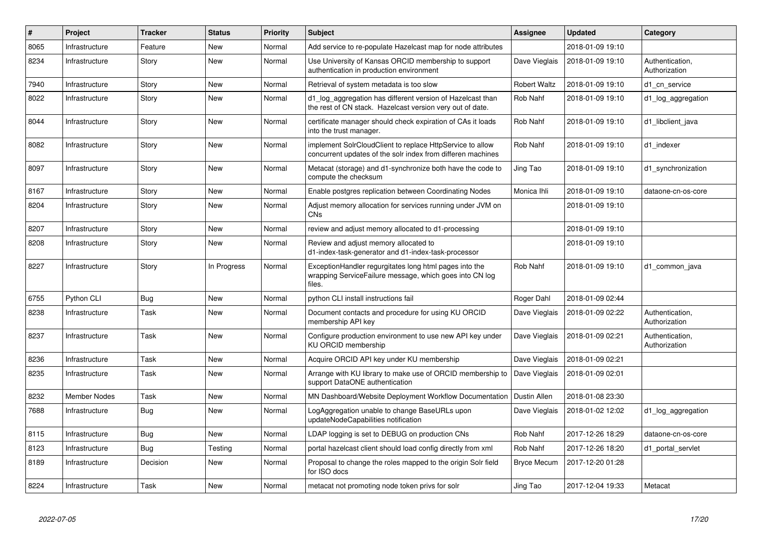| # | Project | Tracker | Status | Priority | Subject | Assignee | Updated | Category |
|---|---|---|---|---|---|---|---|---|
| 8065 | Infrastructure | Feature | New | Normal | Add service to re-populate Hazelcast map for node attributes | | 2018-01-09 19:10 | |
| 8234 | Infrastructure | Story | New | Normal | Use University of Kansas ORCID membership to support authentication in production environment | Dave Vieglais | 2018-01-09 19:10 | Authentication, Authorization |
| 7940 | Infrastructure | Story | New | Normal | Retrieval of system metadata is too slow | Robert Waltz | 2018-01-09 19:10 | d1_cn_service |
| 8022 | Infrastructure | Story | New | Normal | d1_log_aggregation has different version of Hazelcast than the rest of CN stack. Hazelcast version very out of date. | Rob Nahf | 2018-01-09 19:10 | d1_log_aggregation |
| 8044 | Infrastructure | Story | New | Normal | certificate manager should check expiration of CAs it loads into the trust manager. | Rob Nahf | 2018-01-09 19:10 | d1_libclient_java |
| 8082 | Infrastructure | Story | New | Normal | implement SolrCloudClient to replace HttpService to allow concurrent updates of the solr index from differen machines | Rob Nahf | 2018-01-09 19:10 | d1_indexer |
| 8097 | Infrastructure | Story | New | Normal | Metacat (storage) and d1-synchronize both have the code to compute the checksum | Jing Tao | 2018-01-09 19:10 | d1_synchronization |
| 8167 | Infrastructure | Story | New | Normal | Enable postgres replication between Coordinating Nodes | Monica Ihli | 2018-01-09 19:10 | dataone-cn-os-core |
| 8204 | Infrastructure | Story | New | Normal | Adjust memory allocation for services running under JVM on CNs | | 2018-01-09 19:10 | |
| 8207 | Infrastructure | Story | New | Normal | review and adjust memory allocated to d1-processing | | 2018-01-09 19:10 | |
| 8208 | Infrastructure | Story | New | Normal | Review and adjust memory allocated to d1-index-task-generator and d1-index-task-processor | | 2018-01-09 19:10 | |
| 8227 | Infrastructure | Story | In Progress | Normal | ExceptionHandler regurgitates long html pages into the wrapping ServiceFailure message, which goes into CN log files. | Rob Nahf | 2018-01-09 19:10 | d1_common_java |
| 6755 | Python CLI | Bug | New | Normal | python CLI install instructions fail | Roger Dahl | 2018-01-09 02:44 | |
| 8238 | Infrastructure | Task | New | Normal | Document contacts and procedure for using KU ORCID membership API key | Dave Vieglais | 2018-01-09 02:22 | Authentication, Authorization |
| 8237 | Infrastructure | Task | New | Normal | Configure production environment to use new API key under KU ORCID membership | Dave Vieglais | 2018-01-09 02:21 | Authentication, Authorization |
| 8236 | Infrastructure | Task | New | Normal | Acquire ORCID API key under KU membership | Dave Vieglais | 2018-01-09 02:21 | |
| 8235 | Infrastructure | Task | New | Normal | Arrange with KU library to make use of ORCID membership to support DataONE authentication | Dave Vieglais | 2018-01-09 02:01 | |
| 8232 | Member Nodes | Task | New | Normal | MN Dashboard/Website Deployment Workflow Documentation | Dustin Allen | 2018-01-08 23:30 | |
| 7688 | Infrastructure | Bug | New | Normal | LogAggregation unable to change BaseURLs upon updateNodeCapabilities notification | Dave Vieglais | 2018-01-02 12:02 | d1_log_aggregation |
| 8115 | Infrastructure | Bug | New | Normal | LDAP logging is set to DEBUG on production CNs | Rob Nahf | 2017-12-26 18:29 | dataone-cn-os-core |
| 8123 | Infrastructure | Bug | Testing | Normal | portal hazelcast client should load config directly from xml | Rob Nahf | 2017-12-26 18:20 | d1_portal_servlet |
| 8189 | Infrastructure | Decision | New | Normal | Proposal to change the roles mapped to the origin Solr field for ISO docs | Bryce Mecum | 2017-12-20 01:28 | |
| 8224 | Infrastructure | Task | New | Normal | metacat not promoting node token privs for solr | Jing Tao | 2017-12-04 19:33 | Metacat |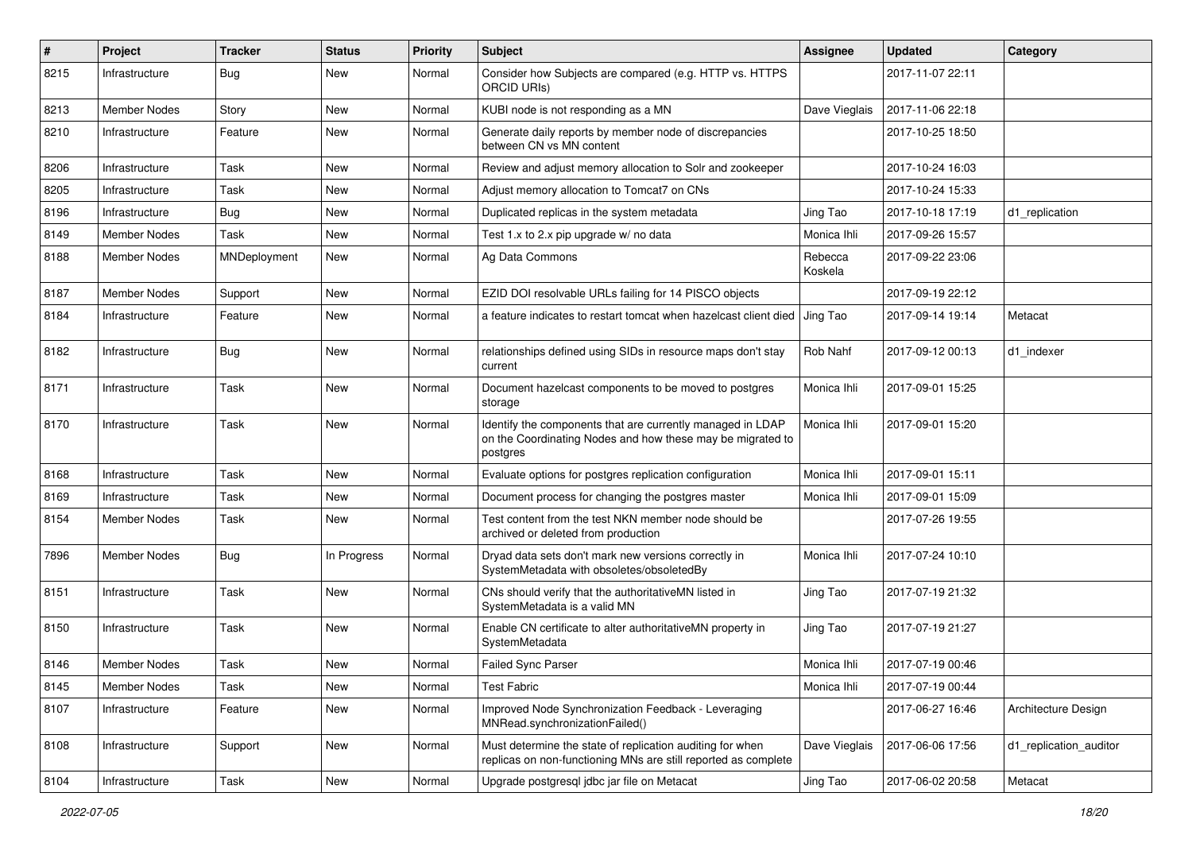| # | Project | Tracker | Status | Priority | Subject | Assignee | Updated | Category |
|---|---|---|---|---|---|---|---|---|
| 8215 | Infrastructure | Bug | New | Normal | Consider how Subjects are compared (e.g. HTTP vs. HTTPS ORCID URIs) | | 2017-11-07 22:11 | |
| 8213 | Member Nodes | Story | New | Normal | KUBI node is not responding as a MN | Dave Vieglais | 2017-11-06 22:18 | |
| 8210 | Infrastructure | Feature | New | Normal | Generate daily reports by member node of discrepancies between CN vs MN content | | 2017-10-25 18:50 | |
| 8206 | Infrastructure | Task | New | Normal | Review and adjust memory allocation to Solr and zookeeper | | 2017-10-24 16:03 | |
| 8205 | Infrastructure | Task | New | Normal | Adjust memory allocation to Tomcat7 on CNs | | 2017-10-24 15:33 | |
| 8196 | Infrastructure | Bug | New | Normal | Duplicated replicas in the system metadata | Jing Tao | 2017-10-18 17:19 | d1_replication |
| 8149 | Member Nodes | Task | New | Normal | Test 1.x to 2.x pip upgrade w/ no data | Monica Ihli | 2017-09-26 15:57 | |
| 8188 | Member Nodes | MNDeployment | New | Normal | Ag Data Commons | Rebecca Koskela | 2017-09-22 23:06 | |
| 8187 | Member Nodes | Support | New | Normal | EZID DOI resolvable URLs failing for 14 PISCO objects | | 2017-09-19 22:12 | |
| 8184 | Infrastructure | Feature | New | Normal | a feature indicates to restart tomcat when hazelcast client died | Jing Tao | 2017-09-14 19:14 | Metacat |
| 8182 | Infrastructure | Bug | New | Normal | relationships defined using SIDs in resource maps don't stay current | Rob Nahf | 2017-09-12 00:13 | d1_indexer |
| 8171 | Infrastructure | Task | New | Normal | Document hazelcast components to be moved to postgres storage | Monica Ihli | 2017-09-01 15:25 | |
| 8170 | Infrastructure | Task | New | Normal | Identify the components that are currently managed in LDAP on the Coordinating Nodes and how these may be migrated to postgres | Monica Ihli | 2017-09-01 15:20 | |
| 8168 | Infrastructure | Task | New | Normal | Evaluate options for postgres replication configuration | Monica Ihli | 2017-09-01 15:11 | |
| 8169 | Infrastructure | Task | New | Normal | Document process for changing the postgres master | Monica Ihli | 2017-09-01 15:09 | |
| 8154 | Member Nodes | Task | New | Normal | Test content from the test NKN member node should be archived or deleted from production | | 2017-07-26 19:55 | |
| 7896 | Member Nodes | Bug | In Progress | Normal | Dryad data sets don't mark new versions correctly in SystemMetadata with obsoletes/obsoletedBy | Monica Ihli | 2017-07-24 10:10 | |
| 8151 | Infrastructure | Task | New | Normal | CNs should verify that the authoritativeMN listed in SystemMetadata is a valid MN | Jing Tao | 2017-07-19 21:32 | |
| 8150 | Infrastructure | Task | New | Normal | Enable CN certificate to alter authoritativeMN property in SystemMetadata | Jing Tao | 2017-07-19 21:27 | |
| 8146 | Member Nodes | Task | New | Normal | Failed Sync Parser | Monica Ihli | 2017-07-19 00:46 | |
| 8145 | Member Nodes | Task | New | Normal | Test Fabric | Monica Ihli | 2017-07-19 00:44 | |
| 8107 | Infrastructure | Feature | New | Normal | Improved Node Synchronization Feedback - Leveraging MNRead.synchronizationFailed() | | 2017-06-27 16:46 | Architecture Design |
| 8108 | Infrastructure | Support | New | Normal | Must determine the state of replication auditing for when replicas on non-functioning MNs are still reported as complete | Dave Vieglais | 2017-06-06 17:56 | d1_replication_auditor |
| 8104 | Infrastructure | Task | New | Normal | Upgrade postgresql jdbc jar file on Metacat | Jing Tao | 2017-06-02 20:58 | Metacat |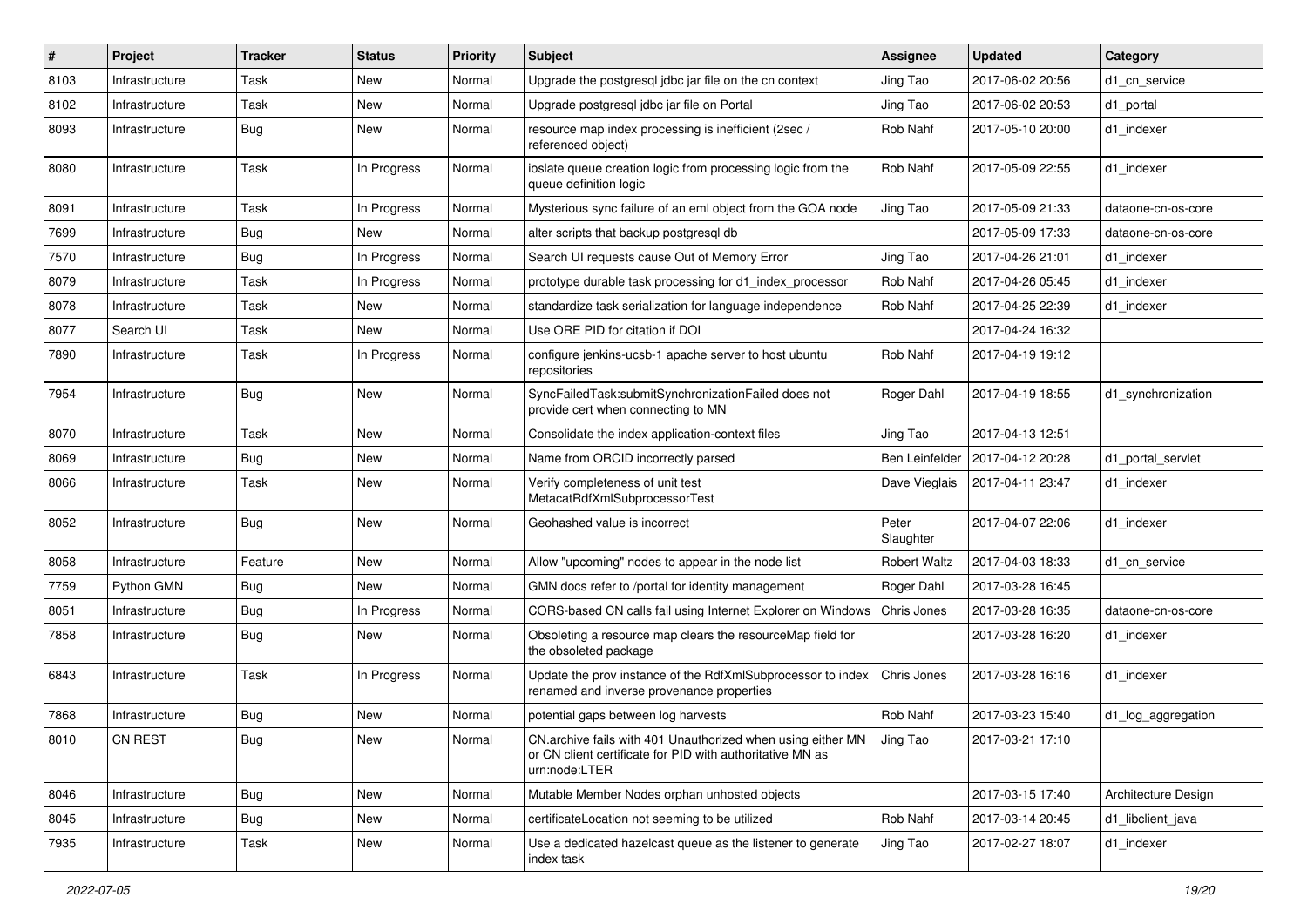| # | Project | Tracker | Status | Priority | Subject | Assignee | Updated | Category |
|---|---|---|---|---|---|---|---|---|
| 8103 | Infrastructure | Task | New | Normal | Upgrade the postgresql jdbc jar file on the cn context | Jing Tao | 2017-06-02 20:56 | d1_cn_service |
| 8102 | Infrastructure | Task | New | Normal | Upgrade postgresql jdbc jar file on Portal | Jing Tao | 2017-06-02 20:53 | d1_portal |
| 8093 | Infrastructure | Bug | New | Normal | resource map index processing is inefficient (2sec / referenced object) | Rob Nahf | 2017-05-10 20:00 | d1_indexer |
| 8080 | Infrastructure | Task | In Progress | Normal | ioslate queue creation logic from processing logic from the queue definition logic | Rob Nahf | 2017-05-09 22:55 | d1_indexer |
| 8091 | Infrastructure | Task | In Progress | Normal | Mysterious sync failure of an eml object from the GOA node | Jing Tao | 2017-05-09 21:33 | dataone-cn-os-core |
| 7699 | Infrastructure | Bug | New | Normal | alter scripts that backup postgresql db | | 2017-05-09 17:33 | dataone-cn-os-core |
| 7570 | Infrastructure | Bug | In Progress | Normal | Search UI requests cause Out of Memory Error | Jing Tao | 2017-04-26 21:01 | d1_indexer |
| 8079 | Infrastructure | Task | In Progress | Normal | prototype durable task processing for d1_index_processor | Rob Nahf | 2017-04-26 05:45 | d1_indexer |
| 8078 | Infrastructure | Task | New | Normal | standardize task serialization for language independence | Rob Nahf | 2017-04-25 22:39 | d1_indexer |
| 8077 | Search UI | Task | New | Normal | Use ORE PID for citation if DOI | | 2017-04-24 16:32 | |
| 7890 | Infrastructure | Task | In Progress | Normal | configure jenkins-ucsb-1 apache server to host ubuntu repositories | Rob Nahf | 2017-04-19 19:12 | |
| 7954 | Infrastructure | Bug | New | Normal | SyncFailedTask:submitSynchronizationFailed does not provide cert when connecting to MN | Roger Dahl | 2017-04-19 18:55 | d1_synchronization |
| 8070 | Infrastructure | Task | New | Normal | Consolidate the index application-context files | Jing Tao | 2017-04-13 12:51 | |
| 8069 | Infrastructure | Bug | New | Normal | Name from ORCID incorrectly parsed | Ben Leinfelder | 2017-04-12 20:28 | d1_portal_servlet |
| 8066 | Infrastructure | Task | New | Normal | Verify completeness of unit test MetacatRdfXmlSubprocessorTest | Dave Vieglais | 2017-04-11 23:47 | d1_indexer |
| 8052 | Infrastructure | Bug | New | Normal | Geohashed value is incorrect | Peter Slaughter | 2017-04-07 22:06 | d1_indexer |
| 8058 | Infrastructure | Feature | New | Normal | Allow "upcoming" nodes to appear in the node list | Robert Waltz | 2017-04-03 18:33 | d1_cn_service |
| 7759 | Python GMN | Bug | New | Normal | GMN docs refer to /portal for identity management | Roger Dahl | 2017-03-28 16:45 | |
| 8051 | Infrastructure | Bug | In Progress | Normal | CORS-based CN calls fail using Internet Explorer on Windows | Chris Jones | 2017-03-28 16:35 | dataone-cn-os-core |
| 7858 | Infrastructure | Bug | New | Normal | Obsoleting a resource map clears the resourceMap field for the obsoleted package | | 2017-03-28 16:20 | d1_indexer |
| 6843 | Infrastructure | Task | In Progress | Normal | Update the prov instance of the RdfXmlSubprocessor to index renamed and inverse provenance properties | Chris Jones | 2017-03-28 16:16 | d1_indexer |
| 7868 | Infrastructure | Bug | New | Normal | potential gaps between log harvests | Rob Nahf | 2017-03-23 15:40 | d1_log_aggregation |
| 8010 | CN REST | Bug | New | Normal | CN.archive fails with 401 Unauthorized when using either MN or CN client certificate for PID with authoritative MN as urn:node:LTER | Jing Tao | 2017-03-21 17:10 | |
| 8046 | Infrastructure | Bug | New | Normal | Mutable Member Nodes orphan unhosted objects | | 2017-03-15 17:40 | Architecture Design |
| 8045 | Infrastructure | Bug | New | Normal | certificateLocation not seeming to be utilized | Rob Nahf | 2017-03-14 20:45 | d1_libclient_java |
| 7935 | Infrastructure | Task | New | Normal | Use a dedicated hazelcast queue as the listener to generate index task | Jing Tao | 2017-02-27 18:07 | d1_indexer |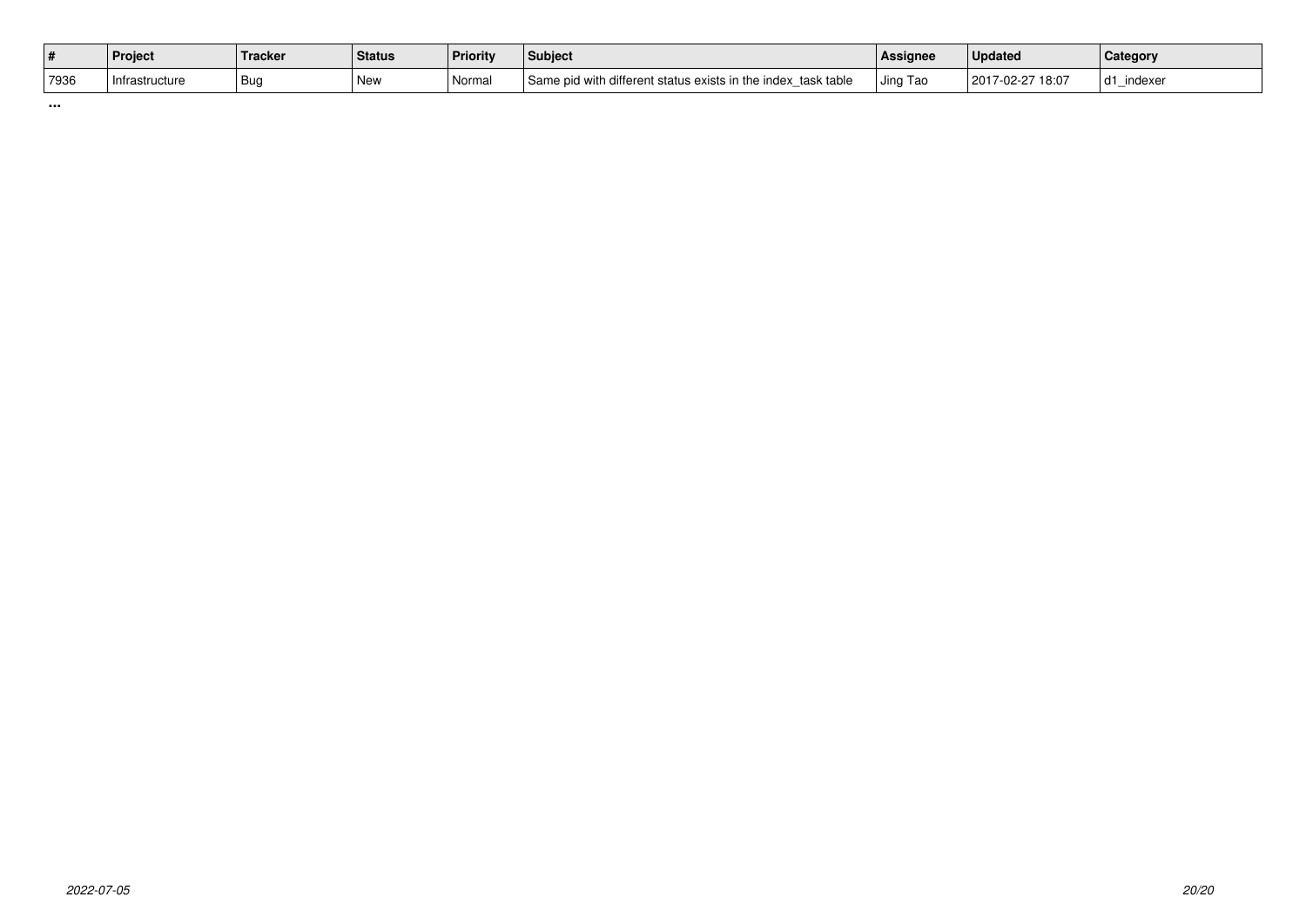| # | Project | Tracker | Status | Priority | Subject | Assignee | Updated | Category |
|---|---|---|---|---|---|---|---|---|
| 7936 | Infrastructure | Bug | New | Normal | Same pid with different status exists in the index_task table | Jing Tao | 2017-02-27 18:07 | d1_indexer |

...